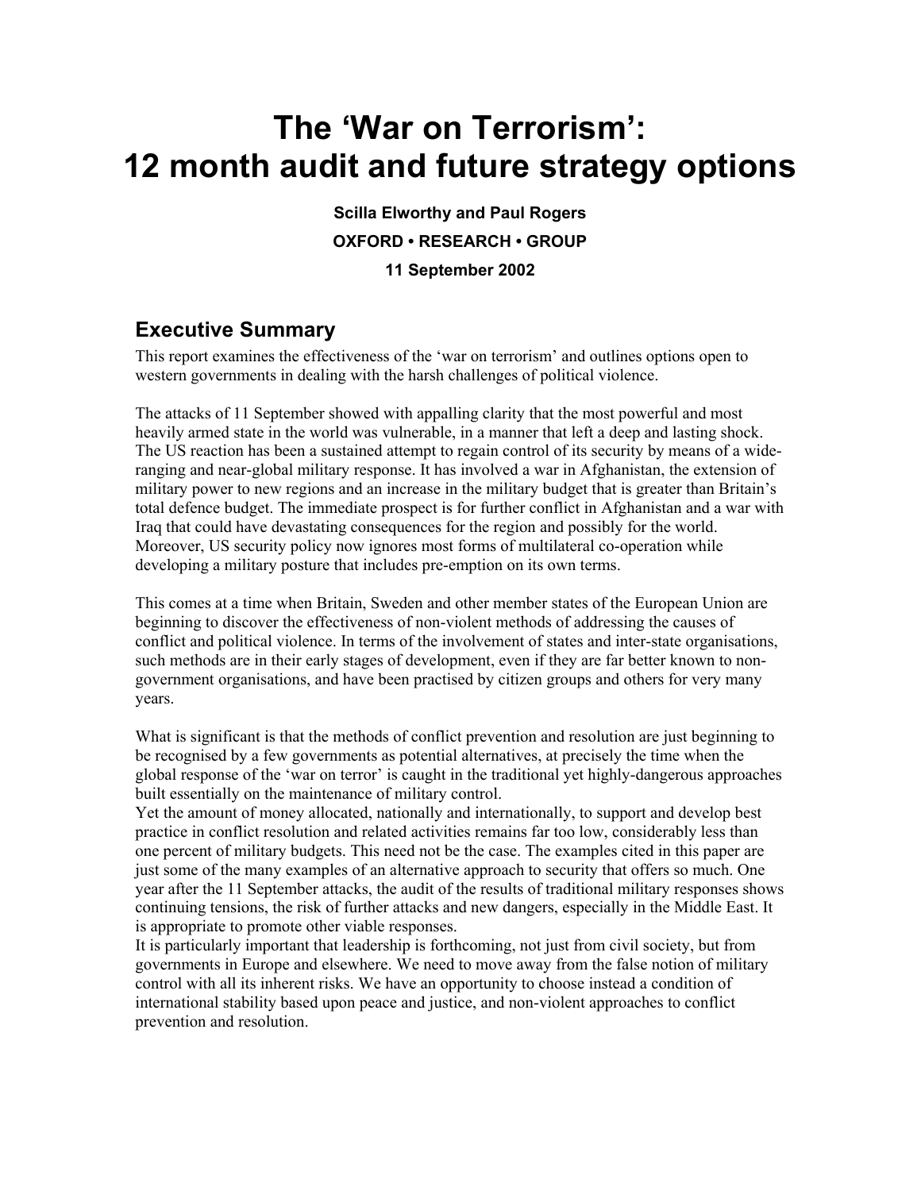# The 'War on Terrorism': 12 month audit and future strategy options

**Scilla Elworthy and Paul Rogers**

**OXFORD • RESEARCH • GROUP**

**11 September 2002**

## Executive Summary

This report examines the effectiveness of the 'war on terrorism' and outlines options open to western governments in dealing with the harsh challenges of political violence.

The attacks of 11 September showed with appalling clarity that the most powerful and most heavily armed state in the world was vulnerable, in a manner that left a deep and lasting shock. The US reaction has been a sustained attempt to regain control of its security by means of a wide-ranging and near-global military response. It has involved a war in Afghanistan, the extension of military power to new regions and an increase in the military budget that is greater than Britain's total defence budget. The immediate prospect is for further conflict in Afghanistan and a war with Iraq that could have devastating consequences for the region and possibly for the world. Moreover, US security policy now ignores most forms of multilateral co-operation while developing a military posture that includes pre-emption on its own terms.

This comes at a time when Britain, Sweden and other member states of the European Union are beginning to discover the effectiveness of non-violent methods of addressing the causes of conflict and political violence. In terms of the involvement of states and inter-state organisations, such methods are in their early stages of development, even if they are far better known to non-government organisations, and have been practised by citizen groups and others for very many years.

What is significant is that the methods of conflict prevention and resolution are just beginning to be recognised by a few governments as potential alternatives, at precisely the time when the global response of the 'war on terror' is caught in the traditional yet highly-dangerous approaches built essentially on the maintenance of military control.

Yet the amount of money allocated, nationally and internationally, to support and develop best practice in conflict resolution and related activities remains far too low, considerably less than one percent of military budgets. This need not be the case. The examples cited in this paper are just some of the many examples of an alternative approach to security that offers so much. One year after the 11 September attacks, the audit of the results of traditional military responses shows continuing tensions, the risk of further attacks and new dangers, especially in the Middle East. It is appropriate to promote other viable responses.

It is particularly important that leadership is forthcoming, not just from civil society, but from governments in Europe and elsewhere. We need to move away from the false notion of military control with all its inherent risks. We have an opportunity to choose instead a condition of international stability based upon peace and justice, and non-violent approaches to conflict prevention and resolution.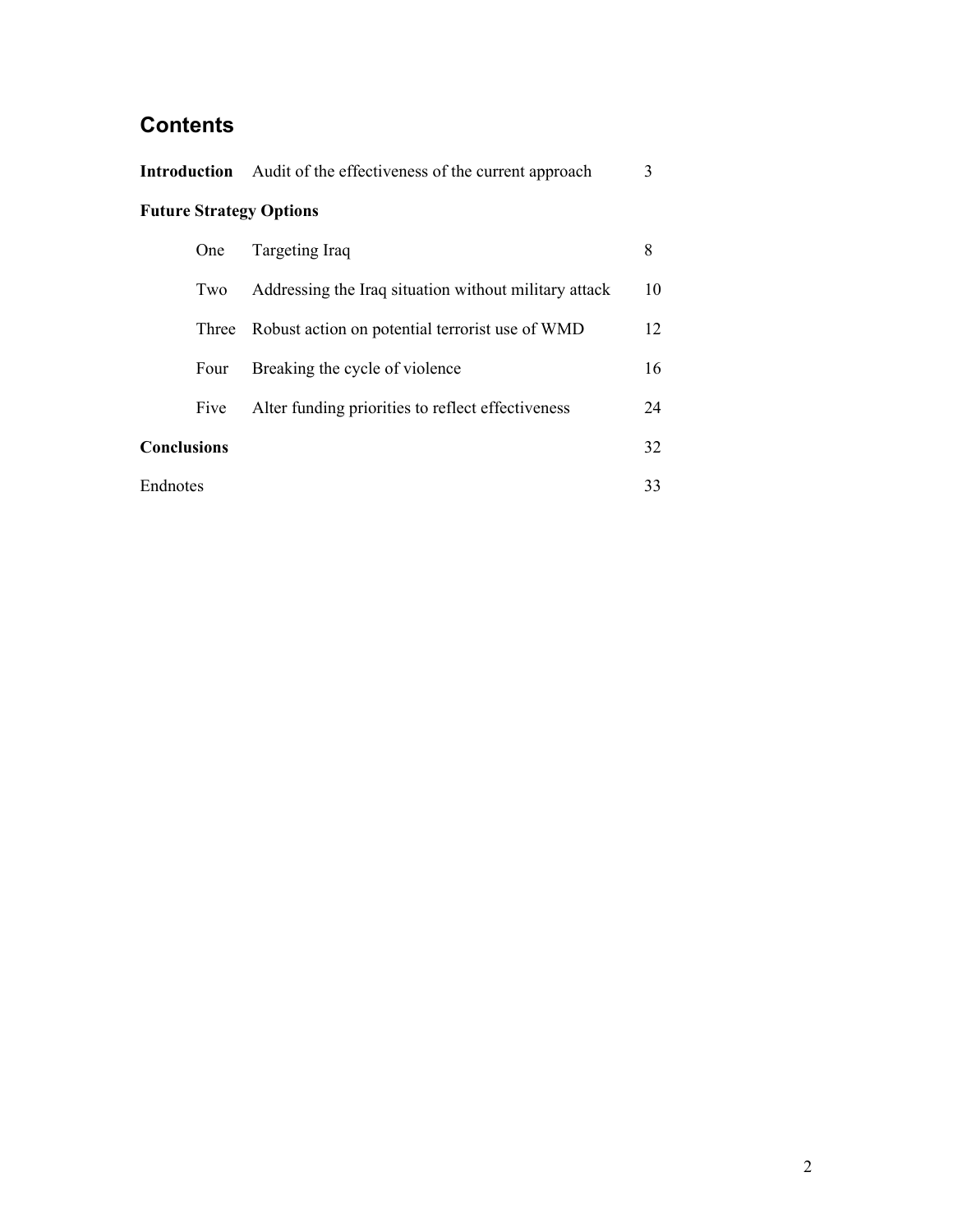## Contents

| | | |
|---|---|---|
| **Introduction** | Audit of the effectiveness of the current approach | 3 |
| **Future Strategy Options** | | |
| One | Targeting Iraq | 8 |
| Two | Addressing the Iraq situation without military attack | 10 |
| Three | Robust action on potential terrorist use of WMD | 12 |
| Four | Breaking the cycle of violence | 16 |
| Five | Alter funding priorities to reflect effectiveness | 24 |
| **Conclusions** | | 32 |
| Endnotes | | 33 |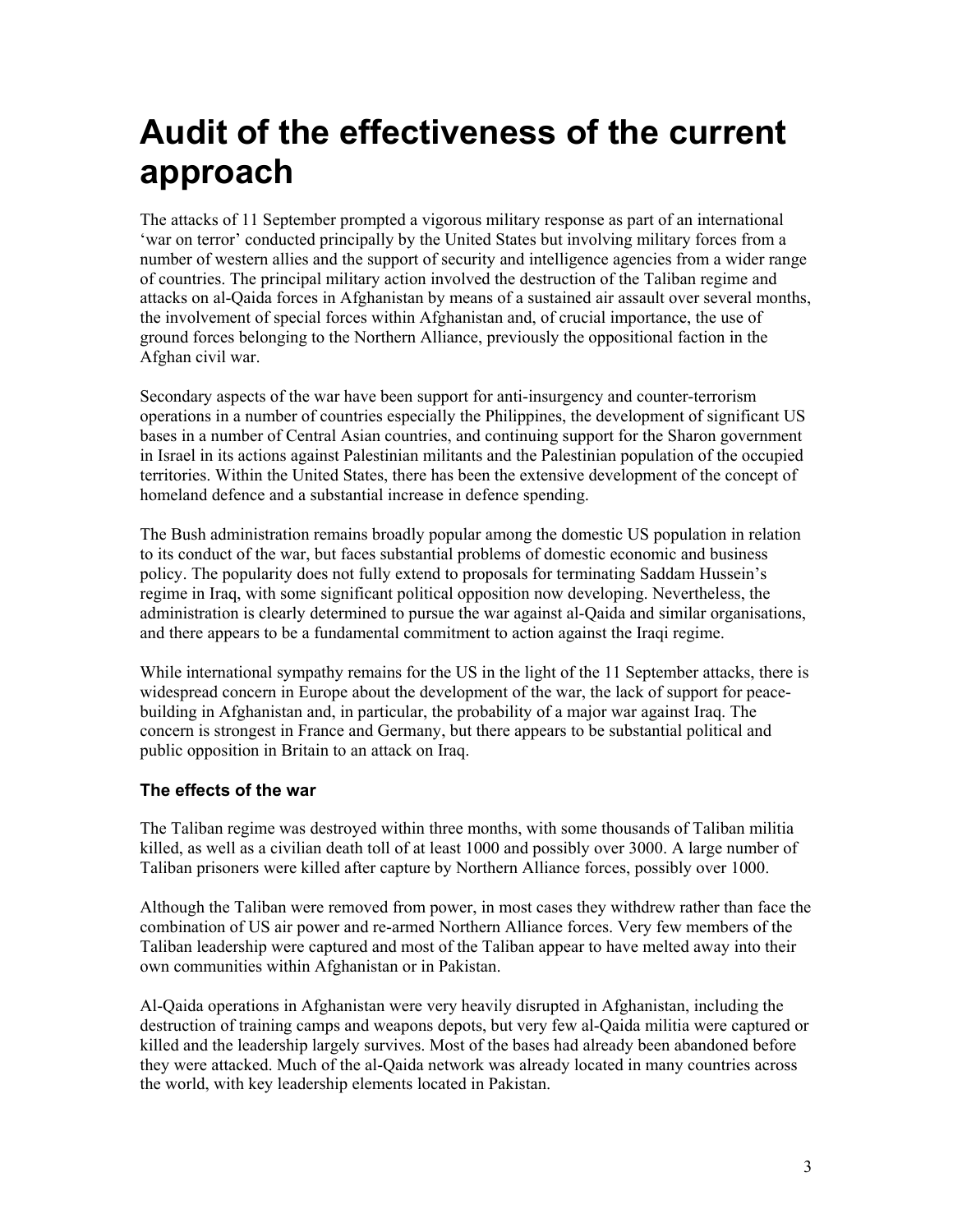# Audit of the effectiveness of the current approach

The attacks of 11 September prompted a vigorous military response as part of an international 'war on terror' conducted principally by the United States but involving military forces from a number of western allies and the support of security and intelligence agencies from a wider range of countries. The principal military action involved the destruction of the Taliban regime and attacks on al-Qaida forces in Afghanistan by means of a sustained air assault over several months, the involvement of special forces within Afghanistan and, of crucial importance, the use of ground forces belonging to the Northern Alliance, previously the oppositional faction in the Afghan civil war.

Secondary aspects of the war have been support for anti-insurgency and counter-terrorism operations in a number of countries especially the Philippines, the development of significant US bases in a number of Central Asian countries, and continuing support for the Sharon government in Israel in its actions against Palestinian militants and the Palestinian population of the occupied territories. Within the United States, there has been the extensive development of the concept of homeland defence and a substantial increase in defence spending.

The Bush administration remains broadly popular among the domestic US population in relation to its conduct of the war, but faces substantial problems of domestic economic and business policy. The popularity does not fully extend to proposals for terminating Saddam Hussein's regime in Iraq, with some significant political opposition now developing. Nevertheless, the administration is clearly determined to pursue the war against al-Qaida and similar organisations, and there appears to be a fundamental commitment to action against the Iraqi regime.

While international sympathy remains for the US in the light of the 11 September attacks, there is widespread concern in Europe about the development of the war, the lack of support for peace-building in Afghanistan and, in particular, the probability of a major war against Iraq. The concern is strongest in France and Germany, but there appears to be substantial political and public opposition in Britain to an attack on Iraq.

### The effects of the war

The Taliban regime was destroyed within three months, with some thousands of Taliban militia killed, as well as a civilian death toll of at least 1000 and possibly over 3000. A large number of Taliban prisoners were killed after capture by Northern Alliance forces, possibly over 1000.

Although the Taliban were removed from power, in most cases they withdrew rather than face the combination of US air power and re-armed Northern Alliance forces. Very few members of the Taliban leadership were captured and most of the Taliban appear to have melted away into their own communities within Afghanistan or in Pakistan.

Al-Qaida operations in Afghanistan were very heavily disrupted in Afghanistan, including the destruction of training camps and weapons depots, but very few al-Qaida militia were captured or killed and the leadership largely survives. Most of the bases had already been abandoned before they were attacked. Much of the al-Qaida network was already located in many countries across the world, with key leadership elements located in Pakistan.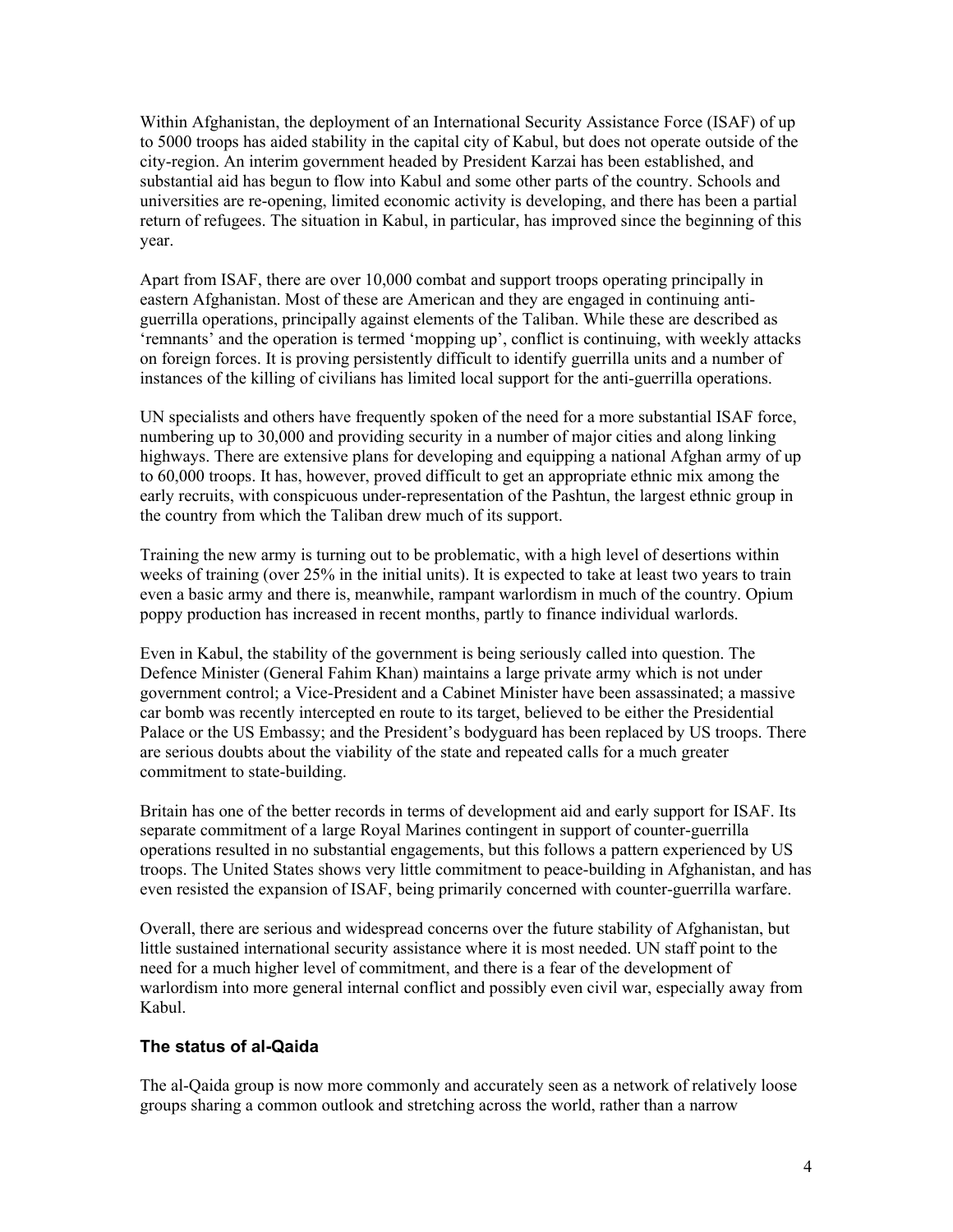Within Afghanistan, the deployment of an International Security Assistance Force (ISAF) of up to 5000 troops has aided stability in the capital city of Kabul, but does not operate outside of the city-region. An interim government headed by President Karzai has been established, and substantial aid has begun to flow into Kabul and some other parts of the country. Schools and universities are re-opening, limited economic activity is developing, and there has been a partial return of refugees. The situation in Kabul, in particular, has improved since the beginning of this year.

Apart from ISAF, there are over 10,000 combat and support troops operating principally in eastern Afghanistan. Most of these are American and they are engaged in continuing anti-guerrilla operations, principally against elements of the Taliban. While these are described as 'remnants' and the operation is termed 'mopping up', conflict is continuing, with weekly attacks on foreign forces. It is proving persistently difficult to identify guerrilla units and a number of instances of the killing of civilians has limited local support for the anti-guerrilla operations.

UN specialists and others have frequently spoken of the need for a more substantial ISAF force, numbering up to 30,000 and providing security in a number of major cities and along linking highways. There are extensive plans for developing and equipping a national Afghan army of up to 60,000 troops. It has, however, proved difficult to get an appropriate ethnic mix among the early recruits, with conspicuous under-representation of the Pashtun, the largest ethnic group in the country from which the Taliban drew much of its support.

Training the new army is turning out to be problematic, with a high level of desertions within weeks of training (over 25% in the initial units). It is expected to take at least two years to train even a basic army and there is, meanwhile, rampant warlordism in much of the country. Opium poppy production has increased in recent months, partly to finance individual warlords.

Even in Kabul, the stability of the government is being seriously called into question. The Defence Minister (General Fahim Khan) maintains a large private army which is not under government control; a Vice-President and a Cabinet Minister have been assassinated; a massive car bomb was recently intercepted en route to its target, believed to be either the Presidential Palace or the US Embassy; and the President's bodyguard has been replaced by US troops. There are serious doubts about the viability of the state and repeated calls for a much greater commitment to state-building.

Britain has one of the better records in terms of development aid and early support for ISAF. Its separate commitment of a large Royal Marines contingent in support of counter-guerrilla operations resulted in no substantial engagements, but this follows a pattern experienced by US troops. The United States shows very little commitment to peace-building in Afghanistan, and has even resisted the expansion of ISAF, being primarily concerned with counter-guerrilla warfare.

Overall, there are serious and widespread concerns over the future stability of Afghanistan, but little sustained international security assistance where it is most needed. UN staff point to the need for a much higher level of commitment, and there is a fear of the development of warlordism into more general internal conflict and possibly even civil war, especially away from Kabul.

### The status of al-Qaida

The al-Qaida group is now more commonly and accurately seen as a network of relatively loose groups sharing a common outlook and stretching across the world, rather than a narrow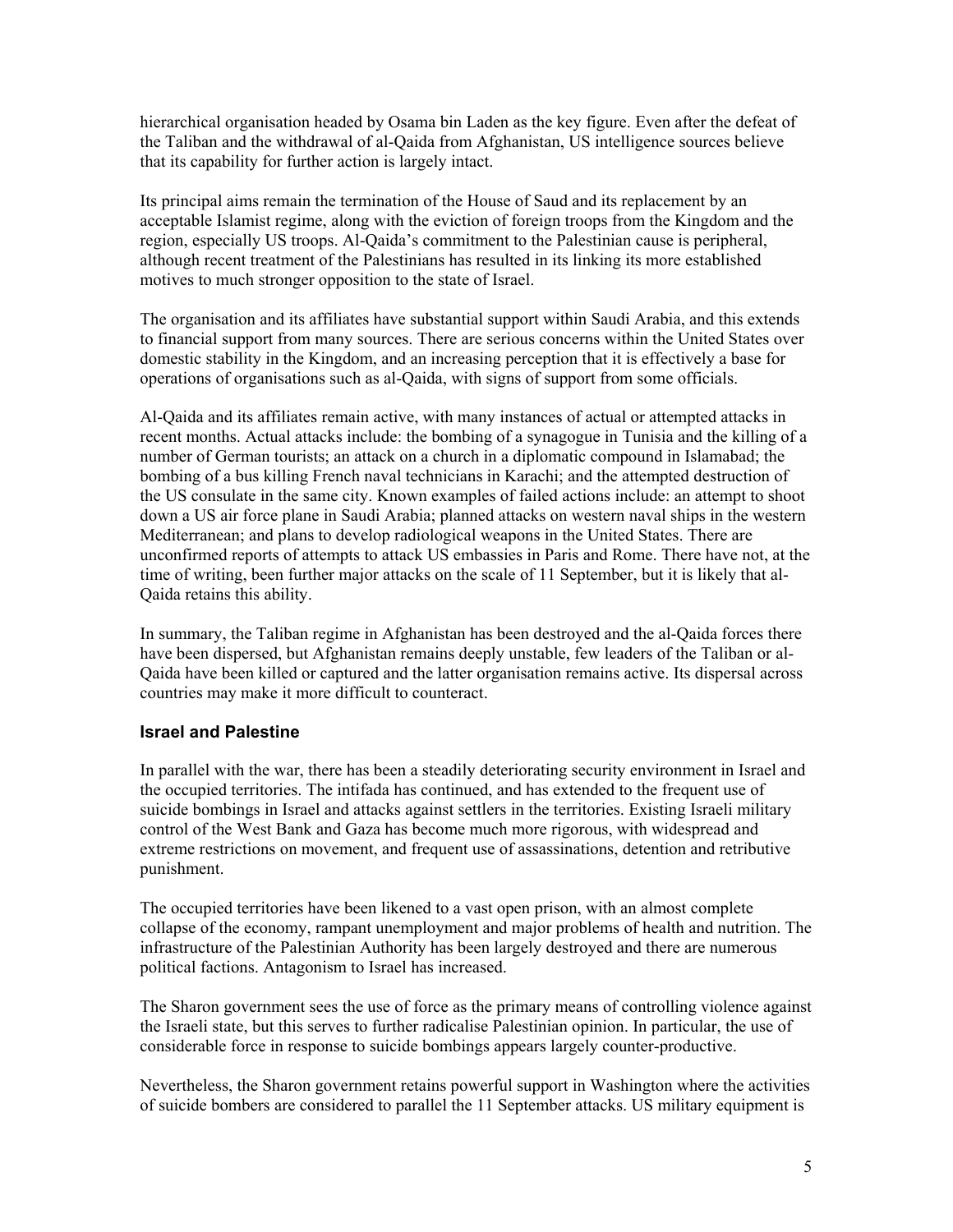hierarchical organisation headed by Osama bin Laden as the key figure. Even after the defeat of the Taliban and the withdrawal of al-Qaida from Afghanistan, US intelligence sources believe that its capability for further action is largely intact.

Its principal aims remain the termination of the House of Saud and its replacement by an acceptable Islamist regime, along with the eviction of foreign troops from the Kingdom and the region, especially US troops. Al-Qaida's commitment to the Palestinian cause is peripheral, although recent treatment of the Palestinians has resulted in its linking its more established motives to much stronger opposition to the state of Israel.

The organisation and its affiliates have substantial support within Saudi Arabia, and this extends to financial support from many sources. There are serious concerns within the United States over domestic stability in the Kingdom, and an increasing perception that it is effectively a base for operations of organisations such as al-Qaida, with signs of support from some officials.

Al-Qaida and its affiliates remain active, with many instances of actual or attempted attacks in recent months. Actual attacks include: the bombing of a synagogue in Tunisia and the killing of a number of German tourists; an attack on a church in a diplomatic compound in Islamabad; the bombing of a bus killing French naval technicians in Karachi; and the attempted destruction of the US consulate in the same city. Known examples of failed actions include: an attempt to shoot down a US air force plane in Saudi Arabia; planned attacks on western naval ships in the western Mediterranean; and plans to develop radiological weapons in the United States. There are unconfirmed reports of attempts to attack US embassies in Paris and Rome. There have not, at the time of writing, been further major attacks on the scale of 11 September, but it is likely that al-Qaida retains this ability.

In summary, the Taliban regime in Afghanistan has been destroyed and the al-Qaida forces there have been dispersed, but Afghanistan remains deeply unstable, few leaders of the Taliban or al-Qaida have been killed or captured and the latter organisation remains active. Its dispersal across countries may make it more difficult to counteract.

### Israel and Palestine

In parallel with the war, there has been a steadily deteriorating security environment in Israel and the occupied territories. The intifada has continued, and has extended to the frequent use of suicide bombings in Israel and attacks against settlers in the territories. Existing Israeli military control of the West Bank and Gaza has become much more rigorous, with widespread and extreme restrictions on movement, and frequent use of assassinations, detention and retributive punishment.

The occupied territories have been likened to a vast open prison, with an almost complete collapse of the economy, rampant unemployment and major problems of health and nutrition. The infrastructure of the Palestinian Authority has been largely destroyed and there are numerous political factions. Antagonism to Israel has increased.

The Sharon government sees the use of force as the primary means of controlling violence against the Israeli state, but this serves to further radicalise Palestinian opinion. In particular, the use of considerable force in response to suicide bombings appears largely counter-productive.

Nevertheless, the Sharon government retains powerful support in Washington where the activities of suicide bombers are considered to parallel the 11 September attacks. US military equipment is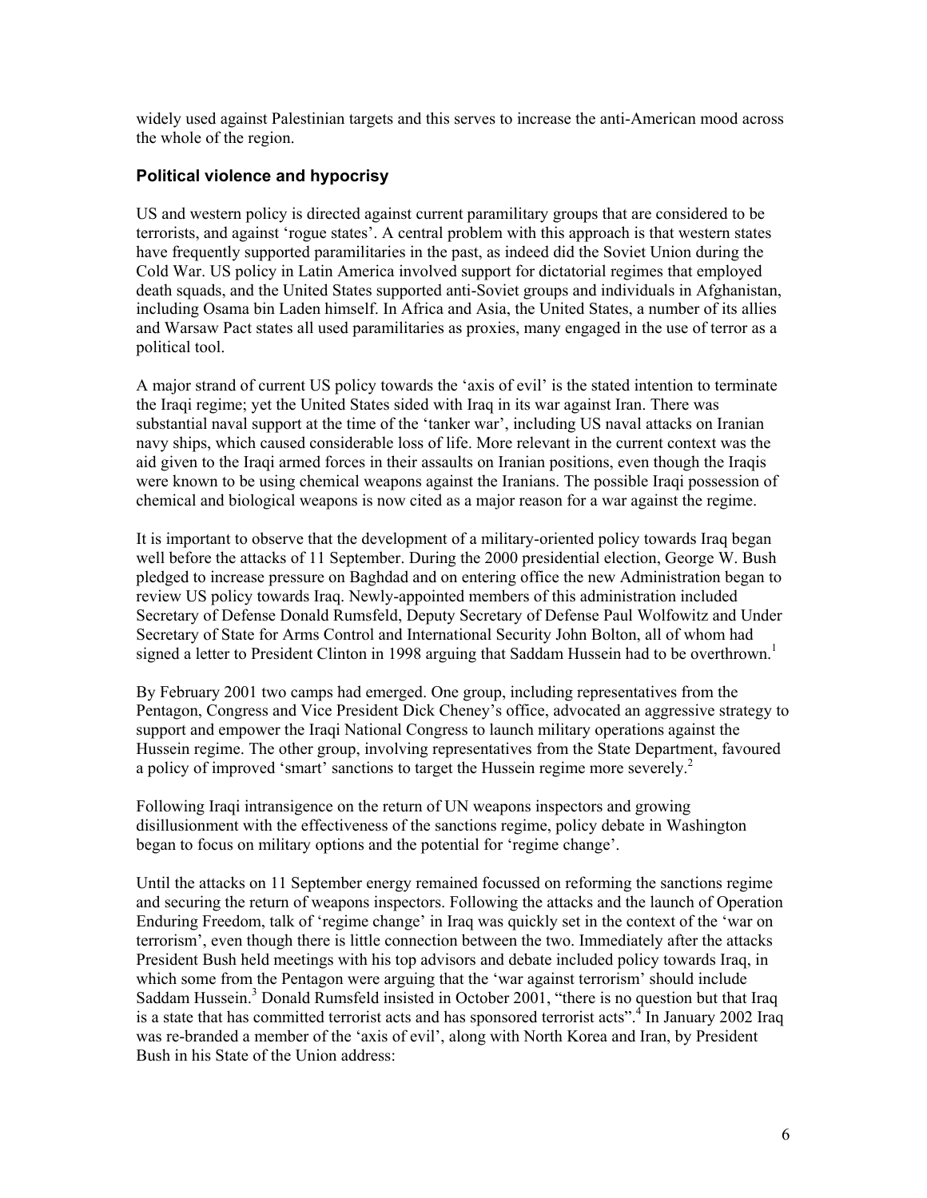widely used against Palestinian targets and this serves to increase the anti-American mood across the whole of the region.

### Political violence and hypocrisy

US and western policy is directed against current paramilitary groups that are considered to be terrorists, and against 'rogue states'. A central problem with this approach is that western states have frequently supported paramilitaries in the past, as indeed did the Soviet Union during the Cold War. US policy in Latin America involved support for dictatorial regimes that employed death squads, and the United States supported anti-Soviet groups and individuals in Afghanistan, including Osama bin Laden himself. In Africa and Asia, the United States, a number of its allies and Warsaw Pact states all used paramilitaries as proxies, many engaged in the use of terror as a political tool.

A major strand of current US policy towards the 'axis of evil' is the stated intention to terminate the Iraqi regime; yet the United States sided with Iraq in its war against Iran. There was substantial naval support at the time of the 'tanker war', including US naval attacks on Iranian navy ships, which caused considerable loss of life. More relevant in the current context was the aid given to the Iraqi armed forces in their assaults on Iranian positions, even though the Iraqis were known to be using chemical weapons against the Iranians. The possible Iraqi possession of chemical and biological weapons is now cited as a major reason for a war against the regime.

It is important to observe that the development of a military-oriented policy towards Iraq began well before the attacks of 11 September. During the 2000 presidential election, George W. Bush pledged to increase pressure on Baghdad and on entering office the new Administration began to review US policy towards Iraq. Newly-appointed members of this administration included Secretary of Defense Donald Rumsfeld, Deputy Secretary of Defense Paul Wolfowitz and Under Secretary of State for Arms Control and International Security John Bolton, all of whom had signed a letter to President Clinton in 1998 arguing that Saddam Hussein had to be overthrown.[1]

By February 2001 two camps had emerged. One group, including representatives from the Pentagon, Congress and Vice President Dick Cheney's office, advocated an aggressive strategy to support and empower the Iraqi National Congress to launch military operations against the Hussein regime. The other group, involving representatives from the State Department, favoured a policy of improved 'smart' sanctions to target the Hussein regime more severely.[2]

Following Iraqi intransigence on the return of UN weapons inspectors and growing disillusionment with the effectiveness of the sanctions regime, policy debate in Washington began to focus on military options and the potential for 'regime change'.

Until the attacks on 11 September energy remained focussed on reforming the sanctions regime and securing the return of weapons inspectors. Following the attacks and the launch of Operation Enduring Freedom, talk of 'regime change' in Iraq was quickly set in the context of the 'war on terrorism', even though there is little connection between the two. Immediately after the attacks President Bush held meetings with his top advisors and debate included policy towards Iraq, in which some from the Pentagon were arguing that the 'war against terrorism' should include Saddam Hussein.[3] Donald Rumsfeld insisted in October 2001, "there is no question but that Iraq is a state that has committed terrorist acts and has sponsored terrorist acts".[4] In January 2002 Iraq was re-branded a member of the 'axis of evil', along with North Korea and Iran, by President Bush in his State of the Union address: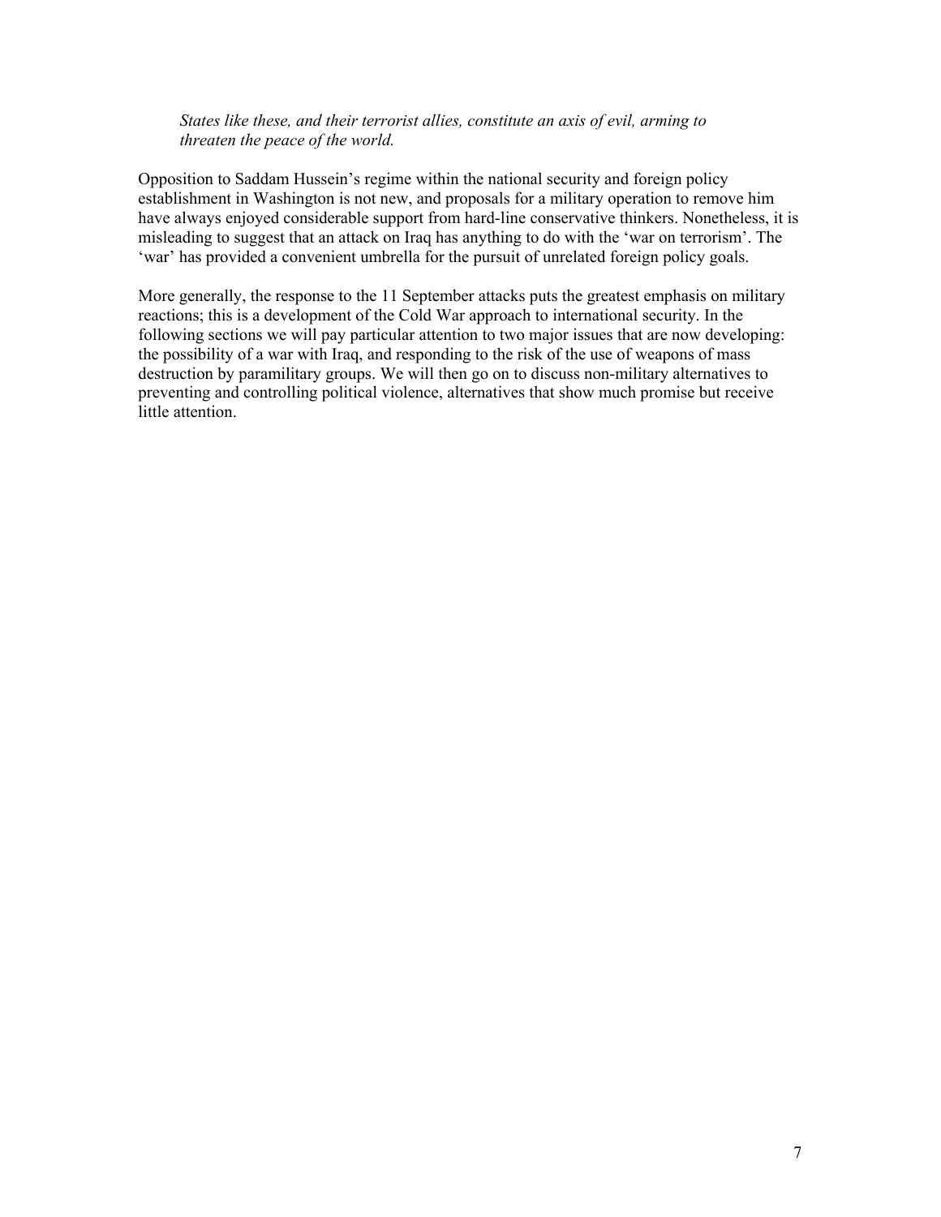> *States like these, and their terrorist allies, constitute an axis of evil, arming to threaten the peace of the world.*

Opposition to Saddam Hussein's regime within the national security and foreign policy establishment in Washington is not new, and proposals for a military operation to remove him have always enjoyed considerable support from hard-line conservative thinkers. Nonetheless, it is misleading to suggest that an attack on Iraq has anything to do with the 'war on terrorism'. The 'war' has provided a convenient umbrella for the pursuit of unrelated foreign policy goals.

More generally, the response to the 11 September attacks puts the greatest emphasis on military reactions; this is a development of the Cold War approach to international security. In the following sections we will pay particular attention to two major issues that are now developing: the possibility of a war with Iraq, and responding to the risk of the use of weapons of mass destruction by paramilitary groups. We will then go on to discuss non-military alternatives to preventing and controlling political violence, alternatives that show much promise but receive little attention.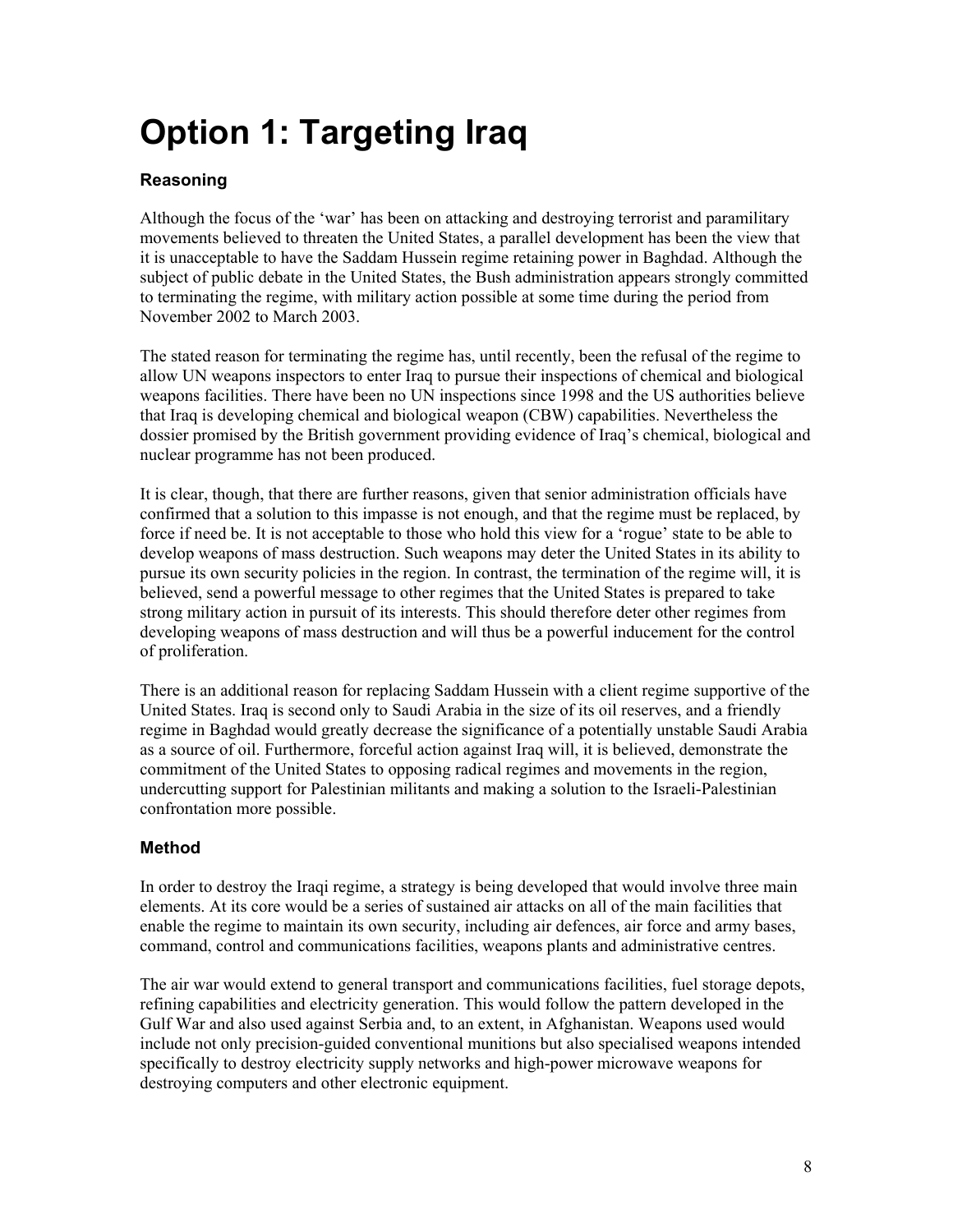# Option 1: Targeting Iraq

### Reasoning

Although the focus of the 'war' has been on attacking and destroying terrorist and paramilitary movements believed to threaten the United States, a parallel development has been the view that it is unacceptable to have the Saddam Hussein regime retaining power in Baghdad. Although the subject of public debate in the United States, the Bush administration appears strongly committed to terminating the regime, with military action possible at some time during the period from November 2002 to March 2003.

The stated reason for terminating the regime has, until recently, been the refusal of the regime to allow UN weapons inspectors to enter Iraq to pursue their inspections of chemical and biological weapons facilities. There have been no UN inspections since 1998 and the US authorities believe that Iraq is developing chemical and biological weapon (CBW) capabilities. Nevertheless the dossier promised by the British government providing evidence of Iraq's chemical, biological and nuclear programme has not been produced.

It is clear, though, that there are further reasons, given that senior administration officials have confirmed that a solution to this impasse is not enough, and that the regime must be replaced, by force if need be. It is not acceptable to those who hold this view for a 'rogue' state to be able to develop weapons of mass destruction. Such weapons may deter the United States in its ability to pursue its own security policies in the region. In contrast, the termination of the regime will, it is believed, send a powerful message to other regimes that the United States is prepared to take strong military action in pursuit of its interests. This should therefore deter other regimes from developing weapons of mass destruction and will thus be a powerful inducement for the control of proliferation.

There is an additional reason for replacing Saddam Hussein with a client regime supportive of the United States. Iraq is second only to Saudi Arabia in the size of its oil reserves, and a friendly regime in Baghdad would greatly decrease the significance of a potentially unstable Saudi Arabia as a source of oil. Furthermore, forceful action against Iraq will, it is believed, demonstrate the commitment of the United States to opposing radical regimes and movements in the region, undercutting support for Palestinian militants and making a solution to the Israeli-Palestinian confrontation more possible.

### Method

In order to destroy the Iraqi regime, a strategy is being developed that would involve three main elements. At its core would be a series of sustained air attacks on all of the main facilities that enable the regime to maintain its own security, including air defences, air force and army bases, command, control and communications facilities, weapons plants and administrative centres.

The air war would extend to general transport and communications facilities, fuel storage depots, refining capabilities and electricity generation. This would follow the pattern developed in the Gulf War and also used against Serbia and, to an extent, in Afghanistan. Weapons used would include not only precision-guided conventional munitions but also specialised weapons intended specifically to destroy electricity supply networks and high-power microwave weapons for destroying computers and other electronic equipment.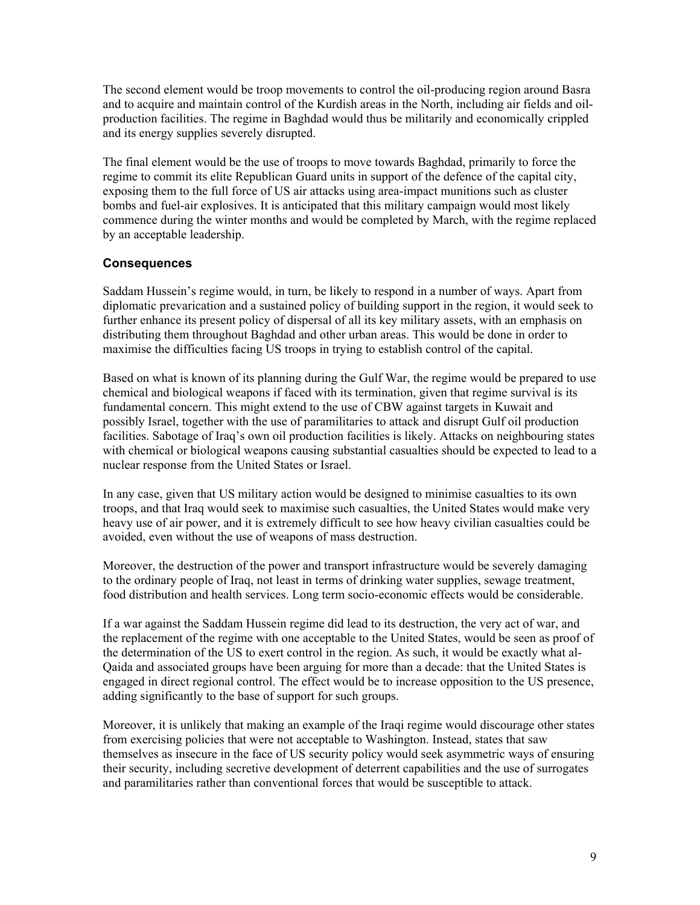The second element would be troop movements to control the oil-producing region around Basra and to acquire and maintain control of the Kurdish areas in the North, including air fields and oil-production facilities. The regime in Baghdad would thus be militarily and economically crippled and its energy supplies severely disrupted.

The final element would be the use of troops to move towards Baghdad, primarily to force the regime to commit its elite Republican Guard units in support of the defence of the capital city, exposing them to the full force of US air attacks using area-impact munitions such as cluster bombs and fuel-air explosives. It is anticipated that this military campaign would most likely commence during the winter months and would be completed by March, with the regime replaced by an acceptable leadership.

## Consequences

Saddam Hussein's regime would, in turn, be likely to respond in a number of ways. Apart from diplomatic prevarication and a sustained policy of building support in the region, it would seek to further enhance its present policy of dispersal of all its key military assets, with an emphasis on distributing them throughout Baghdad and other urban areas. This would be done in order to maximise the difficulties facing US troops in trying to establish control of the capital.

Based on what is known of its planning during the Gulf War, the regime would be prepared to use chemical and biological weapons if faced with its termination, given that regime survival is its fundamental concern. This might extend to the use of CBW against targets in Kuwait and possibly Israel, together with the use of paramilitaries to attack and disrupt Gulf oil production facilities. Sabotage of Iraq's own oil production facilities is likely. Attacks on neighbouring states with chemical or biological weapons causing substantial casualties should be expected to lead to a nuclear response from the United States or Israel.

In any case, given that US military action would be designed to minimise casualties to its own troops, and that Iraq would seek to maximise such casualties, the United States would make very heavy use of air power, and it is extremely difficult to see how heavy civilian casualties could be avoided, even without the use of weapons of mass destruction.

Moreover, the destruction of the power and transport infrastructure would be severely damaging to the ordinary people of Iraq, not least in terms of drinking water supplies, sewage treatment, food distribution and health services. Long term socio-economic effects would be considerable.

If a war against the Saddam Hussein regime did lead to its destruction, the very act of war, and the replacement of the regime with one acceptable to the United States, would be seen as proof of the determination of the US to exert control in the region. As such, it would be exactly what al-Qaida and associated groups have been arguing for more than a decade: that the United States is engaged in direct regional control. The effect would be to increase opposition to the US presence, adding significantly to the base of support for such groups.

Moreover, it is unlikely that making an example of the Iraqi regime would discourage other states from exercising policies that were not acceptable to Washington. Instead, states that saw themselves as insecure in the face of US security policy would seek asymmetric ways of ensuring their security, including secretive development of deterrent capabilities and the use of surrogates and paramilitaries rather than conventional forces that would be susceptible to attack.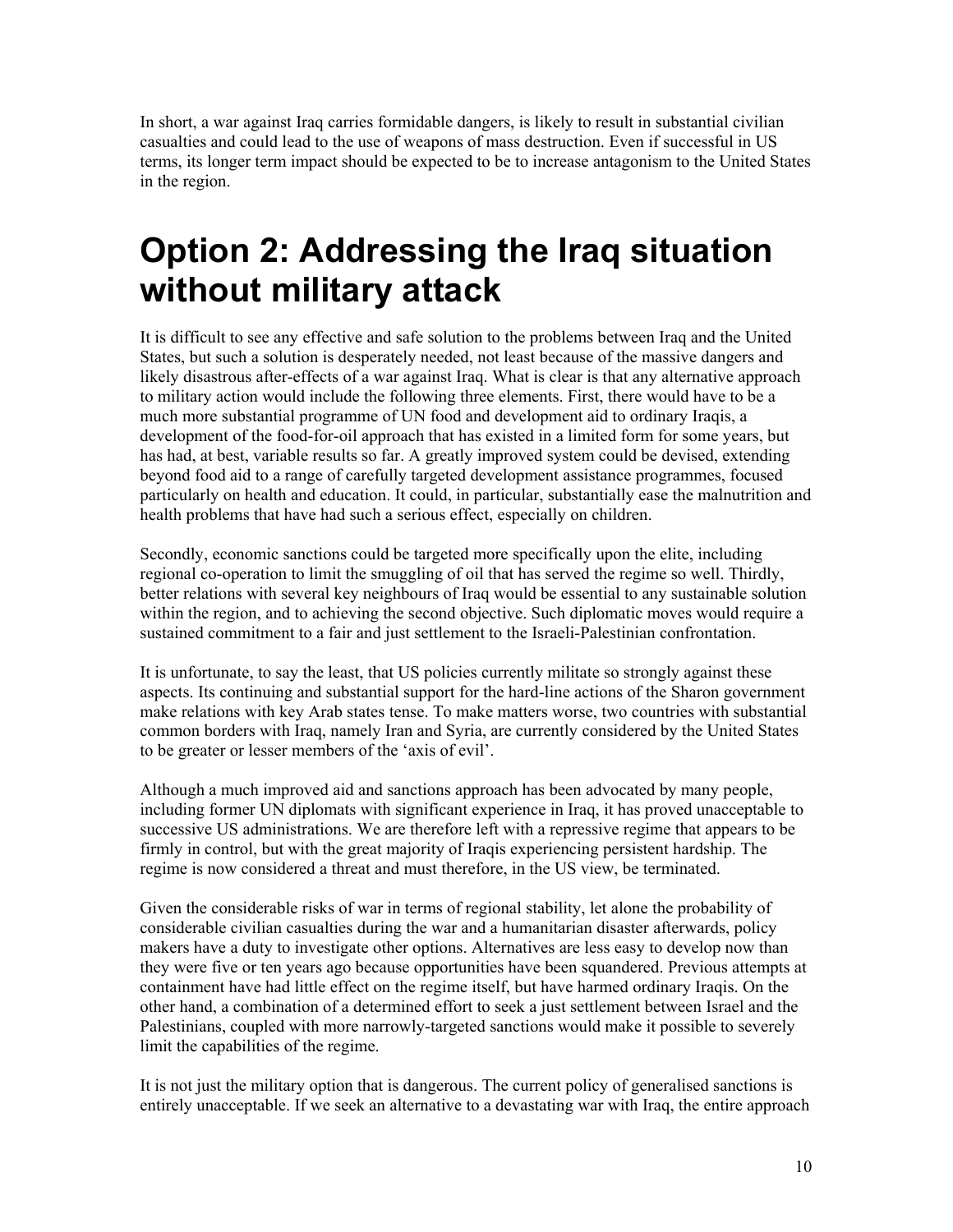In short, a war against Iraq carries formidable dangers, is likely to result in substantial civilian casualties and could lead to the use of weapons of mass destruction. Even if successful in US terms, its longer term impact should be expected to be to increase antagonism to the United States in the region.

# Option 2: Addressing the Iraq situation without military attack

It is difficult to see any effective and safe solution to the problems between Iraq and the United States, but such a solution is desperately needed, not least because of the massive dangers and likely disastrous after-effects of a war against Iraq. What is clear is that any alternative approach to military action would include the following three elements. First, there would have to be a much more substantial programme of UN food and development aid to ordinary Iraqis, a development of the food-for-oil approach that has existed in a limited form for some years, but has had, at best, variable results so far. A greatly improved system could be devised, extending beyond food aid to a range of carefully targeted development assistance programmes, focused particularly on health and education. It could, in particular, substantially ease the malnutrition and health problems that have had such a serious effect, especially on children.

Secondly, economic sanctions could be targeted more specifically upon the elite, including regional co-operation to limit the smuggling of oil that has served the regime so well. Thirdly, better relations with several key neighbours of Iraq would be essential to any sustainable solution within the region, and to achieving the second objective. Such diplomatic moves would require a sustained commitment to a fair and just settlement to the Israeli-Palestinian confrontation.

It is unfortunate, to say the least, that US policies currently militate so strongly against these aspects. Its continuing and substantial support for the hard-line actions of the Sharon government make relations with key Arab states tense. To make matters worse, two countries with substantial common borders with Iraq, namely Iran and Syria, are currently considered by the United States to be greater or lesser members of the 'axis of evil'.

Although a much improved aid and sanctions approach has been advocated by many people, including former UN diplomats with significant experience in Iraq, it has proved unacceptable to successive US administrations. We are therefore left with a repressive regime that appears to be firmly in control, but with the great majority of Iraqis experiencing persistent hardship. The regime is now considered a threat and must therefore, in the US view, be terminated.

Given the considerable risks of war in terms of regional stability, let alone the probability of considerable civilian casualties during the war and a humanitarian disaster afterwards, policy makers have a duty to investigate other options. Alternatives are less easy to develop now than they were five or ten years ago because opportunities have been squandered. Previous attempts at containment have had little effect on the regime itself, but have harmed ordinary Iraqis. On the other hand, a combination of a determined effort to seek a just settlement between Israel and the Palestinians, coupled with more narrowly-targeted sanctions would make it possible to severely limit the capabilities of the regime.

It is not just the military option that is dangerous. The current policy of generalised sanctions is entirely unacceptable. If we seek an alternative to a devastating war with Iraq, the entire approach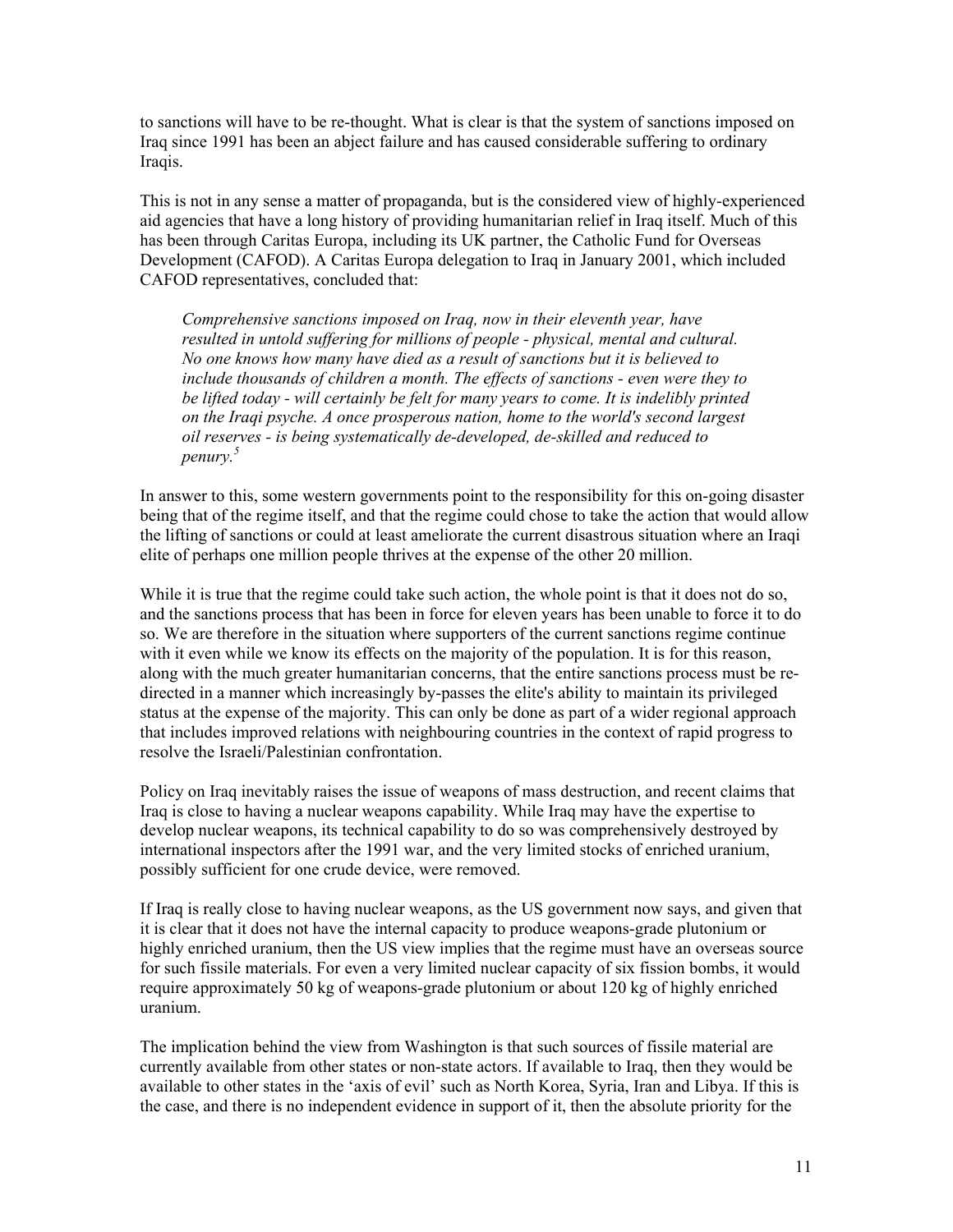to sanctions will have to be re-thought. What is clear is that the system of sanctions imposed on Iraq since 1991 has been an abject failure and has caused considerable suffering to ordinary Iraqis.

This is not in any sense a matter of propaganda, but is the considered view of highly-experienced aid agencies that have a long history of providing humanitarian relief in Iraq itself. Much of this has been through Caritas Europa, including its UK partner, the Catholic Fund for Overseas Development (CAFOD). A Caritas Europa delegation to Iraq in January 2001, which included CAFOD representatives, concluded that:

> *Comprehensive sanctions imposed on Iraq, now in their eleventh year, have resulted in untold suffering for millions of people - physical, mental and cultural. No one knows how many have died as a result of sanctions but it is believed to include thousands of children a month. The effects of sanctions - even were they to be lifted today - will certainly be felt for many years to come. It is indelibly printed on the Iraqi psyche. A once prosperous nation, home to the world's second largest oil reserves - is being systematically de-developed, de-skilled and reduced to penury.*[5]

In answer to this, some western governments point to the responsibility for this on-going disaster being that of the regime itself, and that the regime could chose to take the action that would allow the lifting of sanctions or could at least ameliorate the current disastrous situation where an Iraqi elite of perhaps one million people thrives at the expense of the other 20 million.

While it is true that the regime could take such action, the whole point is that it does not do so, and the sanctions process that has been in force for eleven years has been unable to force it to do so. We are therefore in the situation where supporters of the current sanctions regime continue with it even while we know its effects on the majority of the population. It is for this reason, along with the much greater humanitarian concerns, that the entire sanctions process must be re-directed in a manner which increasingly by-passes the elite's ability to maintain its privileged status at the expense of the majority. This can only be done as part of a wider regional approach that includes improved relations with neighbouring countries in the context of rapid progress to resolve the Israeli/Palestinian confrontation.

Policy on Iraq inevitably raises the issue of weapons of mass destruction, and recent claims that Iraq is close to having a nuclear weapons capability. While Iraq may have the expertise to develop nuclear weapons, its technical capability to do so was comprehensively destroyed by international inspectors after the 1991 war, and the very limited stocks of enriched uranium, possibly sufficient for one crude device, were removed.

If Iraq is really close to having nuclear weapons, as the US government now says, and given that it is clear that it does not have the internal capacity to produce weapons-grade plutonium or highly enriched uranium, then the US view implies that the regime must have an overseas source for such fissile materials. For even a very limited nuclear capacity of six fission bombs, it would require approximately 50 kg of weapons-grade plutonium or about 120 kg of highly enriched uranium.

The implication behind the view from Washington is that such sources of fissile material are currently available from other states or non-state actors. If available to Iraq, then they would be available to other states in the 'axis of evil' such as North Korea, Syria, Iran and Libya. If this is the case, and there is no independent evidence in support of it, then the absolute priority for the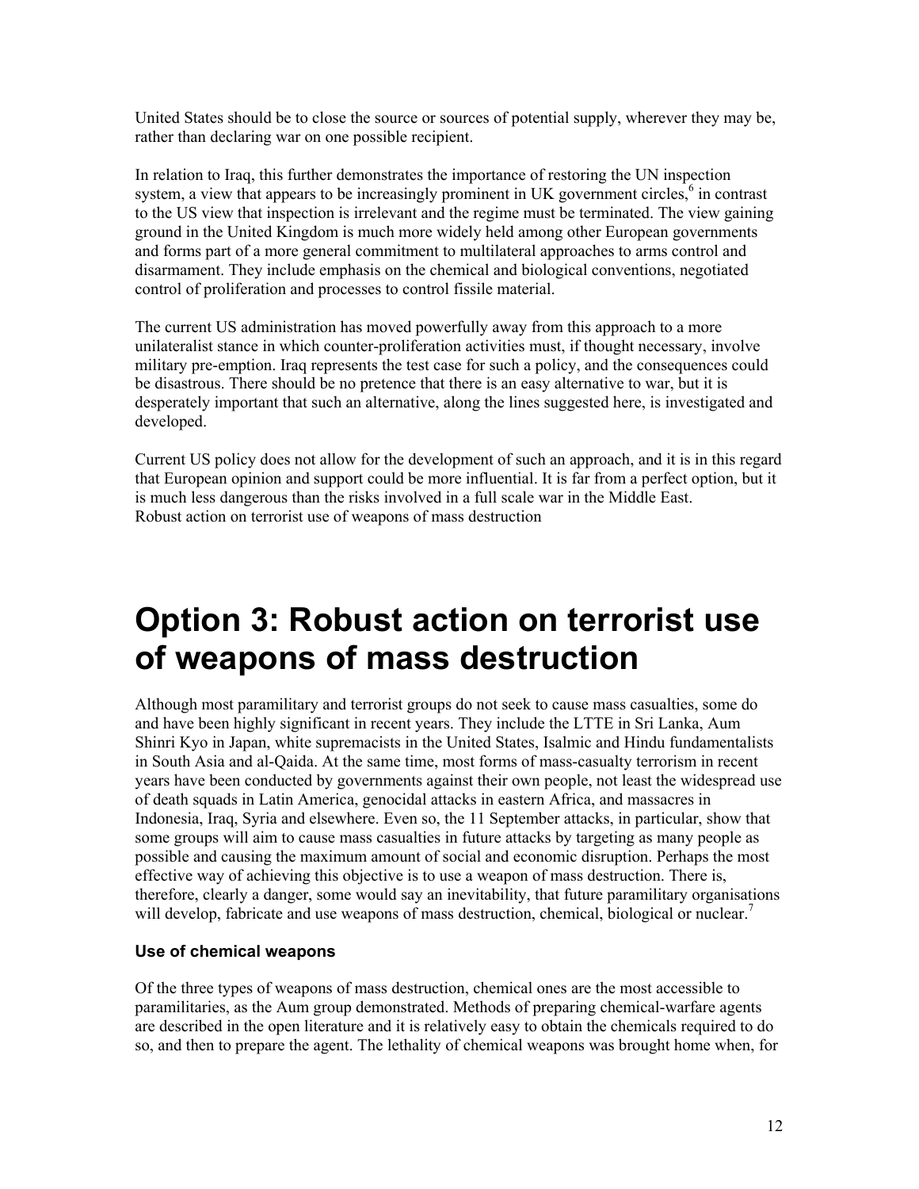United States should be to close the source or sources of potential supply, wherever they may be, rather than declaring war on one possible recipient.

In relation to Iraq, this further demonstrates the importance of restoring the UN inspection system, a view that appears to be increasingly prominent in UK government circles,[6] in contrast to the US view that inspection is irrelevant and the regime must be terminated. The view gaining ground in the United Kingdom is much more widely held among other European governments and forms part of a more general commitment to multilateral approaches to arms control and disarmament. They include emphasis on the chemical and biological conventions, negotiated control of proliferation and processes to control fissile material.

The current US administration has moved powerfully away from this approach to a more unilateralist stance in which counter-proliferation activities must, if thought necessary, involve military pre-emption. Iraq represents the test case for such a policy, and the consequences could be disastrous. There should be no pretence that there is an easy alternative to war, but it is desperately important that such an alternative, along the lines suggested here, is investigated and developed.

Current US policy does not allow for the development of such an approach, and it is in this regard that European opinion and support could be more influential. It is far from a perfect option, but it is much less dangerous than the risks involved in a full scale war in the Middle East.
Robust action on terrorist use of weapons of mass destruction

# Option 3: Robust action on terrorist use of weapons of mass destruction

Although most paramilitary and terrorist groups do not seek to cause mass casualties, some do and have been highly significant in recent years. They include the LTTE in Sri Lanka, Aum Shinri Kyo in Japan, white supremacists in the United States, Isalmic and Hindu fundamentalists in South Asia and al-Qaida. At the same time, most forms of mass-casualty terrorism in recent years have been conducted by governments against their own people, not least the widespread use of death squads in Latin America, genocidal attacks in eastern Africa, and massacres in Indonesia, Iraq, Syria and elsewhere. Even so, the 11 September attacks, in particular, show that some groups will aim to cause mass casualties in future attacks by targeting as many people as possible and causing the maximum amount of social and economic disruption. Perhaps the most effective way of achieving this objective is to use a weapon of mass destruction. There is, therefore, clearly a danger, some would say an inevitability, that future paramilitary organisations will develop, fabricate and use weapons of mass destruction, chemical, biological or nuclear.[7]

### Use of chemical weapons

Of the three types of weapons of mass destruction, chemical ones are the most accessible to paramilitaries, as the Aum group demonstrated. Methods of preparing chemical-warfare agents are described in the open literature and it is relatively easy to obtain the chemicals required to do so, and then to prepare the agent. The lethality of chemical weapons was brought home when, for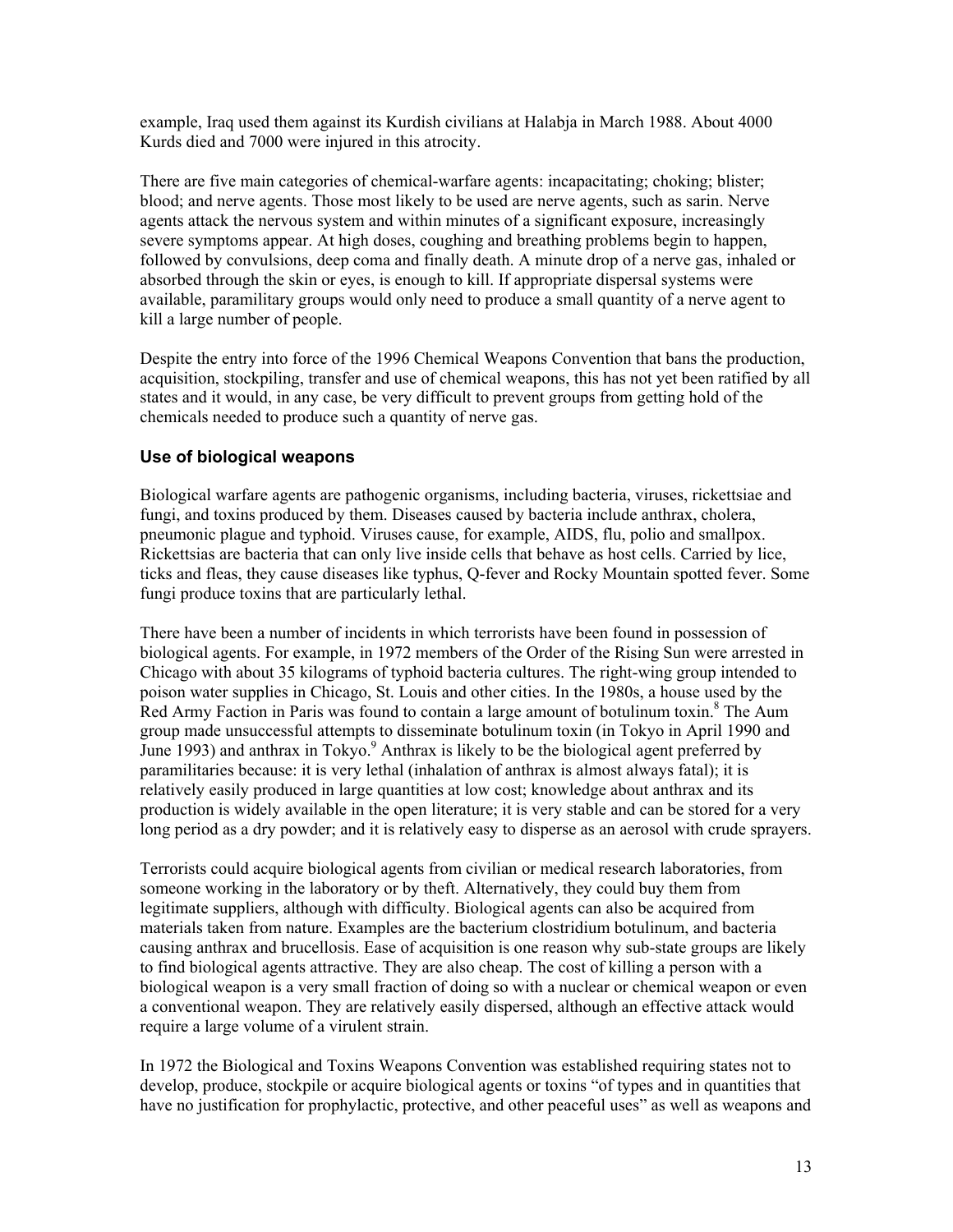example, Iraq used them against its Kurdish civilians at Halabja in March 1988. About 4000 Kurds died and 7000 were injured in this atrocity.

There are five main categories of chemical-warfare agents: incapacitating; choking; blister; blood; and nerve agents. Those most likely to be used are nerve agents, such as sarin. Nerve agents attack the nervous system and within minutes of a significant exposure, increasingly severe symptoms appear. At high doses, coughing and breathing problems begin to happen, followed by convulsions, deep coma and finally death. A minute drop of a nerve gas, inhaled or absorbed through the skin or eyes, is enough to kill. If appropriate dispersal systems were available, paramilitary groups would only need to produce a small quantity of a nerve agent to kill a large number of people.

Despite the entry into force of the 1996 Chemical Weapons Convention that bans the production, acquisition, stockpiling, transfer and use of chemical weapons, this has not yet been ratified by all states and it would, in any case, be very difficult to prevent groups from getting hold of the chemicals needed to produce such a quantity of nerve gas.

### Use of biological weapons

Biological warfare agents are pathogenic organisms, including bacteria, viruses, rickettsiae and fungi, and toxins produced by them. Diseases caused by bacteria include anthrax, cholera, pneumonic plague and typhoid. Viruses cause, for example, AIDS, flu, polio and smallpox. Rickettsias are bacteria that can only live inside cells that behave as host cells. Carried by lice, ticks and fleas, they cause diseases like typhus, Q-fever and Rocky Mountain spotted fever. Some fungi produce toxins that are particularly lethal.

There have been a number of incidents in which terrorists have been found in possession of biological agents. For example, in 1972 members of the Order of the Rising Sun were arrested in Chicago with about 35 kilograms of typhoid bacteria cultures. The right-wing group intended to poison water supplies in Chicago, St. Louis and other cities. In the 1980s, a house used by the Red Army Faction in Paris was found to contain a large amount of botulinum toxin.[8] The Aum group made unsuccessful attempts to disseminate botulinum toxin (in Tokyo in April 1990 and June 1993) and anthrax in Tokyo.[9] Anthrax is likely to be the biological agent preferred by paramilitaries because: it is very lethal (inhalation of anthrax is almost always fatal); it is relatively easily produced in large quantities at low cost; knowledge about anthrax and its production is widely available in the open literature; it is very stable and can be stored for a very long period as a dry powder; and it is relatively easy to disperse as an aerosol with crude sprayers.

Terrorists could acquire biological agents from civilian or medical research laboratories, from someone working in the laboratory or by theft. Alternatively, they could buy them from legitimate suppliers, although with difficulty. Biological agents can also be acquired from materials taken from nature. Examples are the bacterium clostridium botulinum, and bacteria causing anthrax and brucellosis. Ease of acquisition is one reason why sub-state groups are likely to find biological agents attractive. They are also cheap. The cost of killing a person with a biological weapon is a very small fraction of doing so with a nuclear or chemical weapon or even a conventional weapon. They are relatively easily dispersed, although an effective attack would require a large volume of a virulent strain.

In 1972 the Biological and Toxins Weapons Convention was established requiring states not to develop, produce, stockpile or acquire biological agents or toxins "of types and in quantities that have no justification for prophylactic, protective, and other peaceful uses" as well as weapons and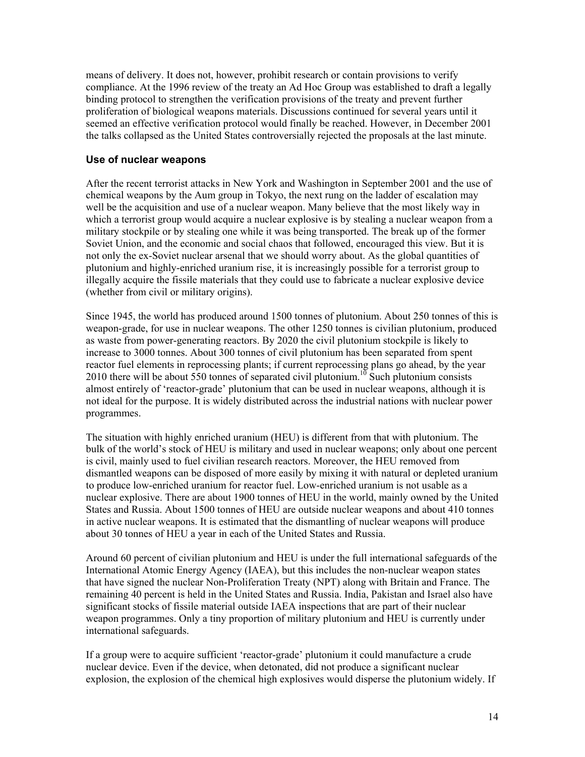means of delivery. It does not, however, prohibit research or contain provisions to verify compliance. At the 1996 review of the treaty an Ad Hoc Group was established to draft a legally binding protocol to strengthen the verification provisions of the treaty and prevent further proliferation of biological weapons materials. Discussions continued for several years until it seemed an effective verification protocol would finally be reached. However, in December 2001 the talks collapsed as the United States controversially rejected the proposals at the last minute.

### Use of nuclear weapons

After the recent terrorist attacks in New York and Washington in September 2001 and the use of chemical weapons by the Aum group in Tokyo, the next rung on the ladder of escalation may well be the acquisition and use of a nuclear weapon. Many believe that the most likely way in which a terrorist group would acquire a nuclear explosive is by stealing a nuclear weapon from a military stockpile or by stealing one while it was being transported. The break up of the former Soviet Union, and the economic and social chaos that followed, encouraged this view. But it is not only the ex-Soviet nuclear arsenal that we should worry about. As the global quantities of plutonium and highly-enriched uranium rise, it is increasingly possible for a terrorist group to illegally acquire the fissile materials that they could use to fabricate a nuclear explosive device (whether from civil or military origins).

Since 1945, the world has produced around 1500 tonnes of plutonium. About 250 tonnes of this is weapon-grade, for use in nuclear weapons. The other 1250 tonnes is civilian plutonium, produced as waste from power-generating reactors. By 2020 the civil plutonium stockpile is likely to increase to 3000 tonnes. About 300 tonnes of civil plutonium has been separated from spent reactor fuel elements in reprocessing plants; if current reprocessing plans go ahead, by the year 2010 there will be about 550 tonnes of separated civil plutonium.[10] Such plutonium consists almost entirely of 'reactor-grade' plutonium that can be used in nuclear weapons, although it is not ideal for the purpose. It is widely distributed across the industrial nations with nuclear power programmes.

The situation with highly enriched uranium (HEU) is different from that with plutonium. The bulk of the world's stock of HEU is military and used in nuclear weapons; only about one percent is civil, mainly used to fuel civilian research reactors. Moreover, the HEU removed from dismantled weapons can be disposed of more easily by mixing it with natural or depleted uranium to produce low-enriched uranium for reactor fuel. Low-enriched uranium is not usable as a nuclear explosive. There are about 1900 tonnes of HEU in the world, mainly owned by the United States and Russia. About 1500 tonnes of HEU are outside nuclear weapons and about 410 tonnes in active nuclear weapons. It is estimated that the dismantling of nuclear weapons will produce about 30 tonnes of HEU a year in each of the United States and Russia.

Around 60 percent of civilian plutonium and HEU is under the full international safeguards of the International Atomic Energy Agency (IAEA), but this includes the non-nuclear weapon states that have signed the nuclear Non-Proliferation Treaty (NPT) along with Britain and France. The remaining 40 percent is held in the United States and Russia. India, Pakistan and Israel also have significant stocks of fissile material outside IAEA inspections that are part of their nuclear weapon programmes. Only a tiny proportion of military plutonium and HEU is currently under international safeguards.

If a group were to acquire sufficient 'reactor-grade' plutonium it could manufacture a crude nuclear device. Even if the device, when detonated, did not produce a significant nuclear explosion, the explosion of the chemical high explosives would disperse the plutonium widely. If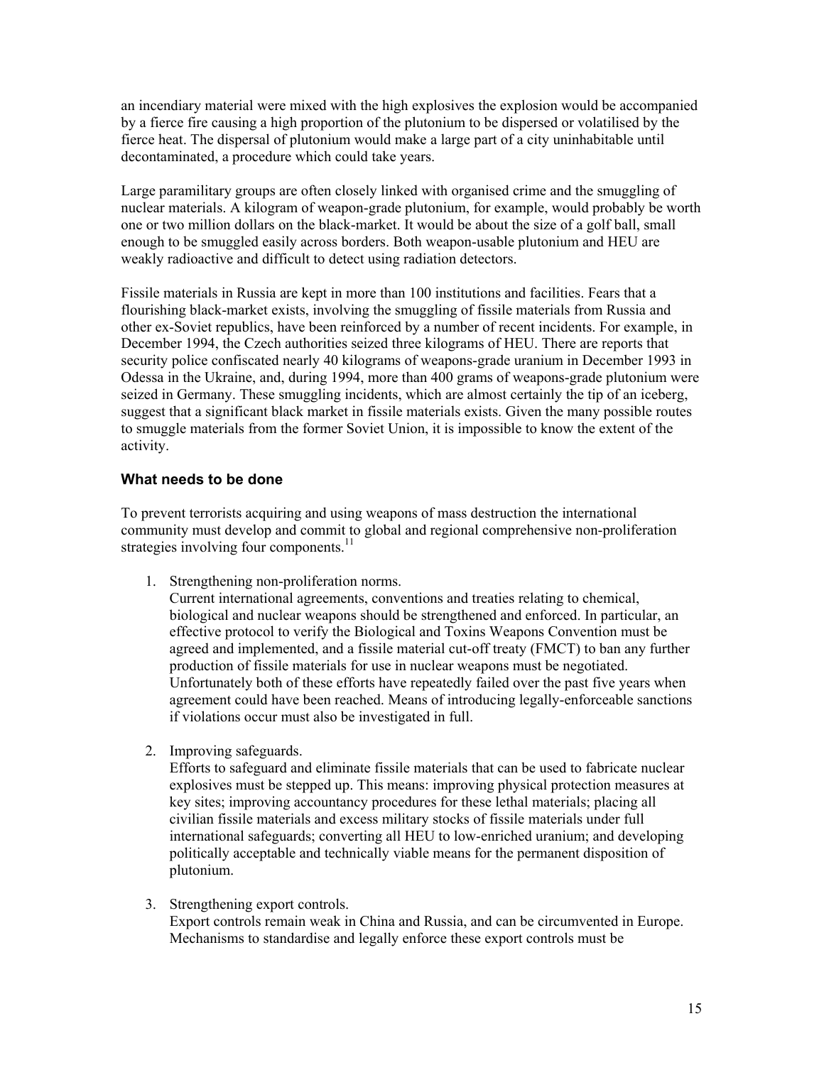an incendiary material were mixed with the high explosives the explosion would be accompanied by a fierce fire causing a high proportion of the plutonium to be dispersed or volatilised by the fierce heat. The dispersal of plutonium would make a large part of a city uninhabitable until decontaminated, a procedure which could take years.

Large paramilitary groups are often closely linked with organised crime and the smuggling of nuclear materials. A kilogram of weapon-grade plutonium, for example, would probably be worth one or two million dollars on the black-market. It would be about the size of a golf ball, small enough to be smuggled easily across borders. Both weapon-usable plutonium and HEU are weakly radioactive and difficult to detect using radiation detectors.

Fissile materials in Russia are kept in more than 100 institutions and facilities. Fears that a flourishing black-market exists, involving the smuggling of fissile materials from Russia and other ex-Soviet republics, have been reinforced by a number of recent incidents. For example, in December 1994, the Czech authorities seized three kilograms of HEU. There are reports that security police confiscated nearly 40 kilograms of weapons-grade uranium in December 1993 in Odessa in the Ukraine, and, during 1994, more than 400 grams of weapons-grade plutonium were seized in Germany. These smuggling incidents, which are almost certainly the tip of an iceberg, suggest that a significant black market in fissile materials exists. Given the many possible routes to smuggle materials from the former Soviet Union, it is impossible to know the extent of the activity.

### What needs to be done

To prevent terrorists acquiring and using weapons of mass destruction the international community must develop and commit to global and regional comprehensive non-proliferation strategies involving four components.[11]

1. Strengthening non-proliferation norms.
   Current international agreements, conventions and treaties relating to chemical, biological and nuclear weapons should be strengthened and enforced. In particular, an effective protocol to verify the Biological and Toxins Weapons Convention must be agreed and implemented, and a fissile material cut-off treaty (FMCT) to ban any further production of fissile materials for use in nuclear weapons must be negotiated. Unfortunately both of these efforts have repeatedly failed over the past five years when agreement could have been reached. Means of introducing legally-enforceable sanctions if violations occur must also be investigated in full.

2. Improving safeguards.
   Efforts to safeguard and eliminate fissile materials that can be used to fabricate nuclear explosives must be stepped up. This means: improving physical protection measures at key sites; improving accountancy procedures for these lethal materials; placing all civilian fissile materials and excess military stocks of fissile materials under full international safeguards; converting all HEU to low-enriched uranium; and developing politically acceptable and technically viable means for the permanent disposition of plutonium.

3. Strengthening export controls.
   Export controls remain weak in China and Russia, and can be circumvented in Europe. Mechanisms to standardise and legally enforce these export controls must be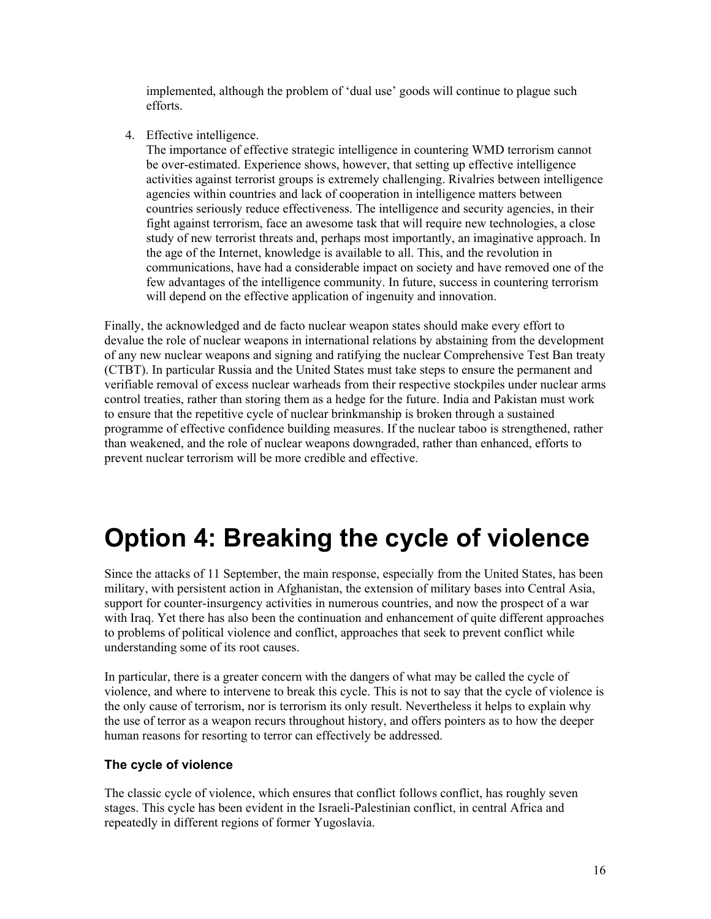implemented, although the problem of 'dual use' goods will continue to plague such efforts.

4. Effective intelligence.
   The importance of effective strategic intelligence in countering WMD terrorism cannot be over-estimated. Experience shows, however, that setting up effective intelligence activities against terrorist groups is extremely challenging. Rivalries between intelligence agencies within countries and lack of cooperation in intelligence matters between countries seriously reduce effectiveness. The intelligence and security agencies, in their fight against terrorism, face an awesome task that will require new technologies, a close study of new terrorist threats and, perhaps most importantly, an imaginative approach. In the age of the Internet, knowledge is available to all. This, and the revolution in communications, have had a considerable impact on society and have removed one of the few advantages of the intelligence community. In future, success in countering terrorism will depend on the effective application of ingenuity and innovation.

Finally, the acknowledged and de facto nuclear weapon states should make every effort to devalue the role of nuclear weapons in international relations by abstaining from the development of any new nuclear weapons and signing and ratifying the nuclear Comprehensive Test Ban treaty (CTBT). In particular Russia and the United States must take steps to ensure the permanent and verifiable removal of excess nuclear warheads from their respective stockpiles under nuclear arms control treaties, rather than storing them as a hedge for the future. India and Pakistan must work to ensure that the repetitive cycle of nuclear brinkmanship is broken through a sustained programme of effective confidence building measures. If the nuclear taboo is strengthened, rather than weakened, and the role of nuclear weapons downgraded, rather than enhanced, efforts to prevent nuclear terrorism will be more credible and effective.

# Option 4: Breaking the cycle of violence

Since the attacks of 11 September, the main response, especially from the United States, has been military, with persistent action in Afghanistan, the extension of military bases into Central Asia, support for counter-insurgency activities in numerous countries, and now the prospect of a war with Iraq. Yet there has also been the continuation and enhancement of quite different approaches to problems of political violence and conflict, approaches that seek to prevent conflict while understanding some of its root causes.

In particular, there is a greater concern with the dangers of what may be called the cycle of violence, and where to intervene to break this cycle. This is not to say that the cycle of violence is the only cause of terrorism, nor is terrorism its only result. Nevertheless it helps to explain why the use of terror as a weapon recurs throughout history, and offers pointers as to how the deeper human reasons for resorting to terror can effectively be addressed.

### The cycle of violence

The classic cycle of violence, which ensures that conflict follows conflict, has roughly seven stages. This cycle has been evident in the Israeli-Palestinian conflict, in central Africa and repeatedly in different regions of former Yugoslavia.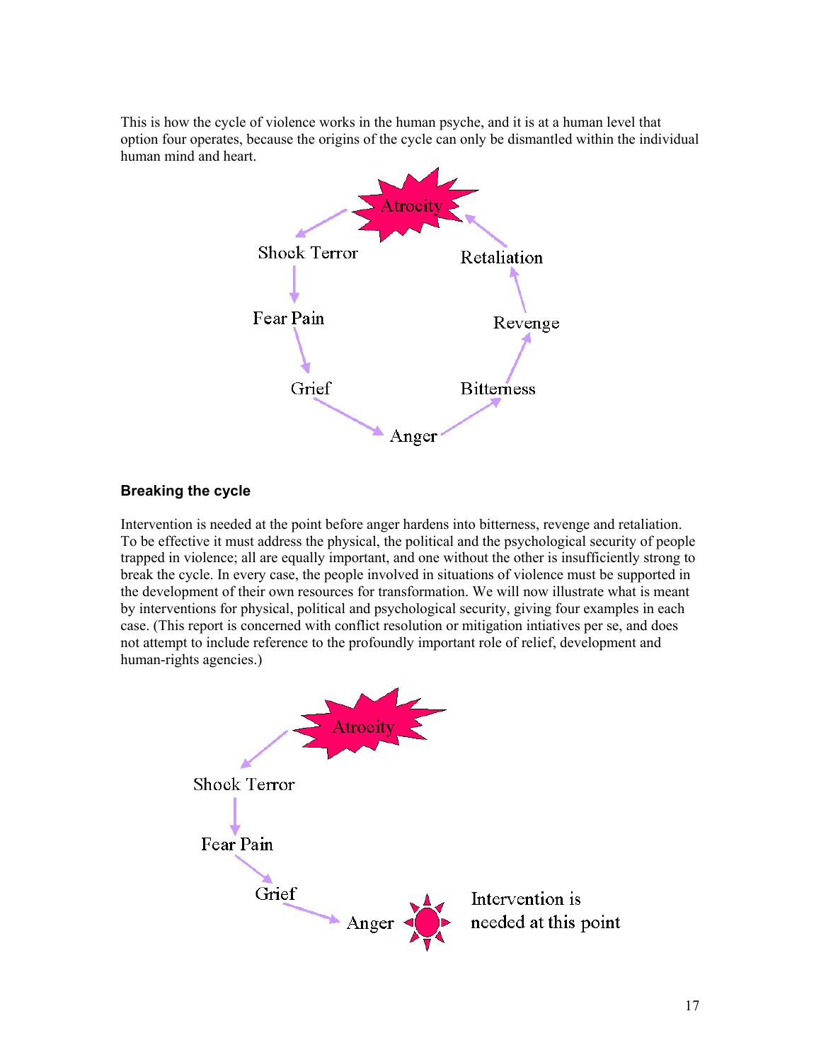This is how the cycle of violence works in the human psyche, and it is at a human level that option four operates, because the origins of the cycle can only be dismantled within the individual human mind and heart.

Atrocity → Shock Terror → Fear Pain → Grief → Anger → Bitterness → Revenge → Retaliation → Atrocity

## Breaking the cycle

Intervention is needed at the point before anger hardens into bitterness, revenge and retaliation. To be effective it must address the physical, the political and the psychological security of people trapped in violence; all are equally important, and one without the other is insufficiently strong to break the cycle. In every case, the people involved in situations of violence must be supported in the development of their own resources for transformation. We will now illustrate what is meant by interventions for physical, political and psychological security, giving four examples in each case. (This report is concerned with conflict resolution or mitigation intiatives per se, and does not attempt to include reference to the profoundly important role of relief, development and human-rights agencies.)

Atrocity → Shock Terror → Fear Pain → Grief → Anger

Intervention is needed at this point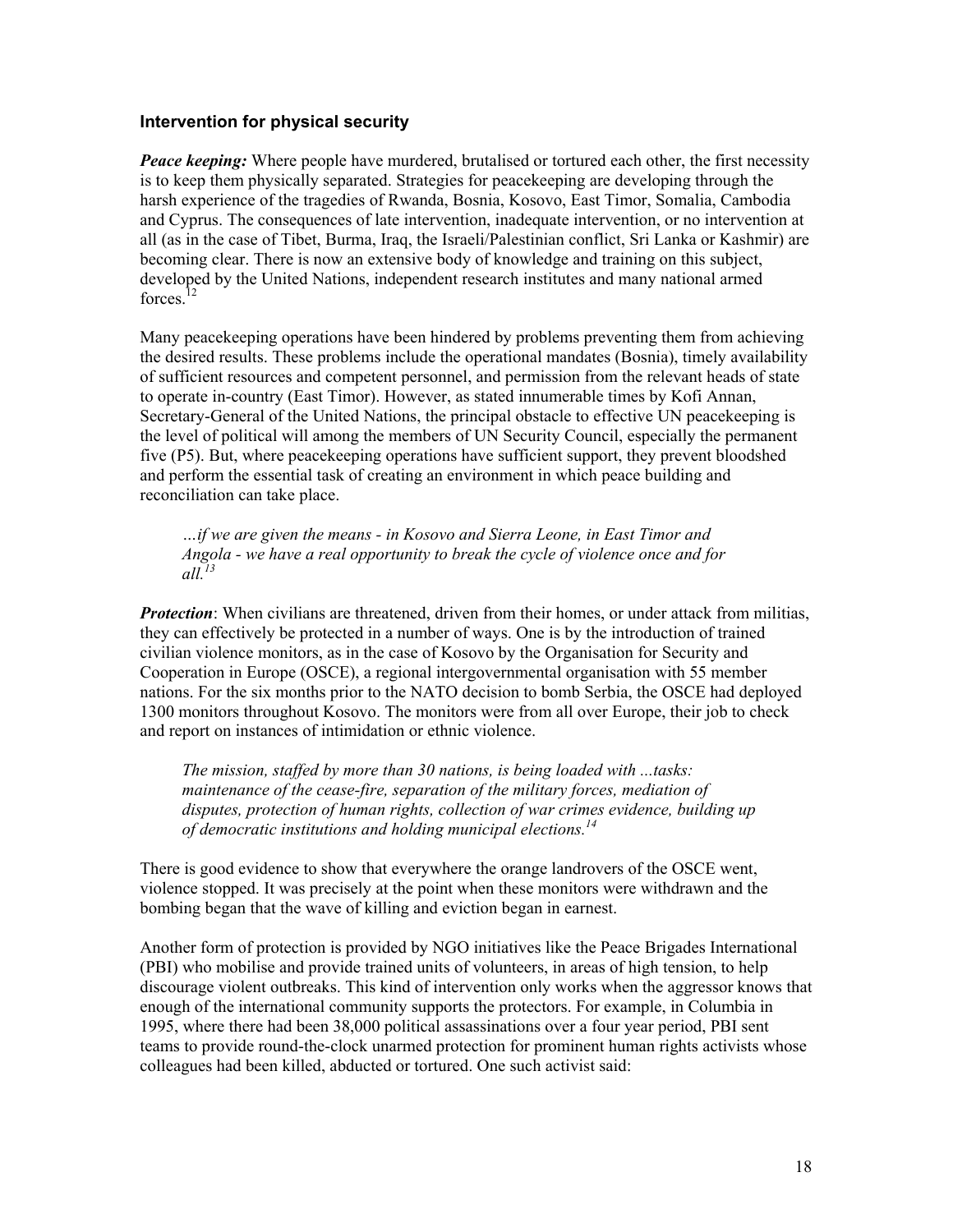### Intervention for physical security

***Peace keeping:*** Where people have murdered, brutalised or tortured each other, the first necessity is to keep them physically separated. Strategies for peacekeeping are developing through the harsh experience of the tragedies of Rwanda, Bosnia, Kosovo, East Timor, Somalia, Cambodia and Cyprus. The consequences of late intervention, inadequate intervention, or no intervention at all (as in the case of Tibet, Burma, Iraq, the Israeli/Palestinian conflict, Sri Lanka or Kashmir) are becoming clear. There is now an extensive body of knowledge and training on this subject, developed by the United Nations, independent research institutes and many national armed forces.[12]

Many peacekeeping operations have been hindered by problems preventing them from achieving the desired results. These problems include the operational mandates (Bosnia), timely availability of sufficient resources and competent personnel, and permission from the relevant heads of state to operate in-country (East Timor). However, as stated innumerable times by Kofi Annan, Secretary-General of the United Nations, the principal obstacle to effective UN peacekeeping is the level of political will among the members of UN Security Council, especially the permanent five (P5). But, where peacekeeping operations have sufficient support, they prevent bloodshed and perform the essential task of creating an environment in which peace building and reconciliation can take place.

> *…if we are given the means - in Kosovo and Sierra Leone, in East Timor and Angola - we have a real opportunity to break the cycle of violence once and for all.*[13]

***Protection***: When civilians are threatened, driven from their homes, or under attack from militias, they can effectively be protected in a number of ways. One is by the introduction of trained civilian violence monitors, as in the case of Kosovo by the Organisation for Security and Cooperation in Europe (OSCE), a regional intergovernmental organisation with 55 member nations. For the six months prior to the NATO decision to bomb Serbia, the OSCE had deployed 1300 monitors throughout Kosovo. The monitors were from all over Europe, their job to check and report on instances of intimidation or ethnic violence.

> *The mission, staffed by more than 30 nations, is being loaded with ...tasks: maintenance of the cease-fire, separation of the military forces, mediation of disputes, protection of human rights, collection of war crimes evidence, building up of democratic institutions and holding municipal elections.*[14]

There is good evidence to show that everywhere the orange landrovers of the OSCE went, violence stopped. It was precisely at the point when these monitors were withdrawn and the bombing began that the wave of killing and eviction began in earnest.

Another form of protection is provided by NGO initiatives like the Peace Brigades International (PBI) who mobilise and provide trained units of volunteers, in areas of high tension, to help discourage violent outbreaks. This kind of intervention only works when the aggressor knows that enough of the international community supports the protectors. For example, in Columbia in 1995, where there had been 38,000 political assassinations over a four year period, PBI sent teams to provide round-the-clock unarmed protection for prominent human rights activists whose colleagues had been killed, abducted or tortured. One such activist said: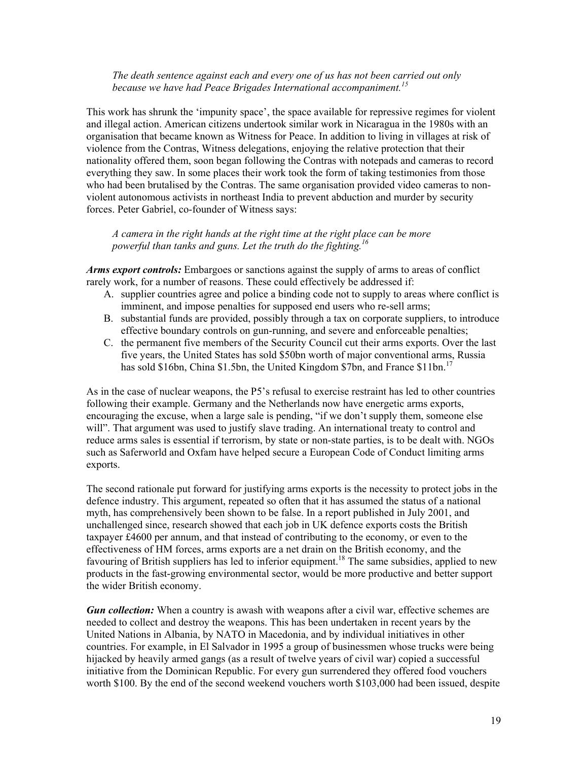*The death sentence against each and every one of us has not been carried out only because we have had Peace Brigades International accompaniment.*[15]

This work has shrunk the 'impunity space', the space available for repressive regimes for violent and illegal action. American citizens undertook similar work in Nicaragua in the 1980s with an organisation that became known as Witness for Peace. In addition to living in villages at risk of violence from the Contras, Witness delegations, enjoying the relative protection that their nationality offered them, soon began following the Contras with notepads and cameras to record everything they saw. In some places their work took the form of taking testimonies from those who had been brutalised by the Contras. The same organisation provided video cameras to non-violent autonomous activists in northeast India to prevent abduction and murder by security forces. Peter Gabriel, co-founder of Witness says:

*A camera in the right hands at the right time at the right place can be more powerful than tanks and guns. Let the truth do the fighting.*[16]

***Arms export controls:*** Embargoes or sanctions against the supply of arms to areas of conflict rarely work, for a number of reasons. These could effectively be addressed if:

A. supplier countries agree and police a binding code not to supply to areas where conflict is imminent, and impose penalties for supposed end users who re-sell arms;
B. substantial funds are provided, possibly through a tax on corporate suppliers, to introduce effective boundary controls on gun-running, and severe and enforceable penalties;
C. the permanent five members of the Security Council cut their arms exports. Over the last five years, the United States has sold \$50bn worth of major conventional arms, Russia has sold \$16bn, China \$1.5bn, the United Kingdom \$7bn, and France \$11bn.[17]

As in the case of nuclear weapons, the P5's refusal to exercise restraint has led to other countries following their example. Germany and the Netherlands now have energetic arms exports, encouraging the excuse, when a large sale is pending, "if we don't supply them, someone else will". That argument was used to justify slave trading. An international treaty to control and reduce arms sales is essential if terrorism, by state or non-state parties, is to be dealt with. NGOs such as Saferworld and Oxfam have helped secure a European Code of Conduct limiting arms exports.

The second rationale put forward for justifying arms exports is the necessity to protect jobs in the defence industry. This argument, repeated so often that it has assumed the status of a national myth, has comprehensively been shown to be false. In a report published in July 2001, and unchallenged since, research showed that each job in UK defence exports costs the British taxpayer £4600 per annum, and that instead of contributing to the economy, or even to the effectiveness of HM forces, arms exports are a net drain on the British economy, and the favouring of British suppliers has led to inferior equipment.[18] The same subsidies, applied to new products in the fast-growing environmental sector, would be more productive and better support the wider British economy.

***Gun collection:*** When a country is awash with weapons after a civil war, effective schemes are needed to collect and destroy the weapons. This has been undertaken in recent years by the United Nations in Albania, by NATO in Macedonia, and by individual initiatives in other countries. For example, in El Salvador in 1995 a group of businessmen whose trucks were being hijacked by heavily armed gangs (as a result of twelve years of civil war) copied a successful initiative from the Dominican Republic. For every gun surrendered they offered food vouchers worth \$100. By the end of the second weekend vouchers worth \$103,000 had been issued, despite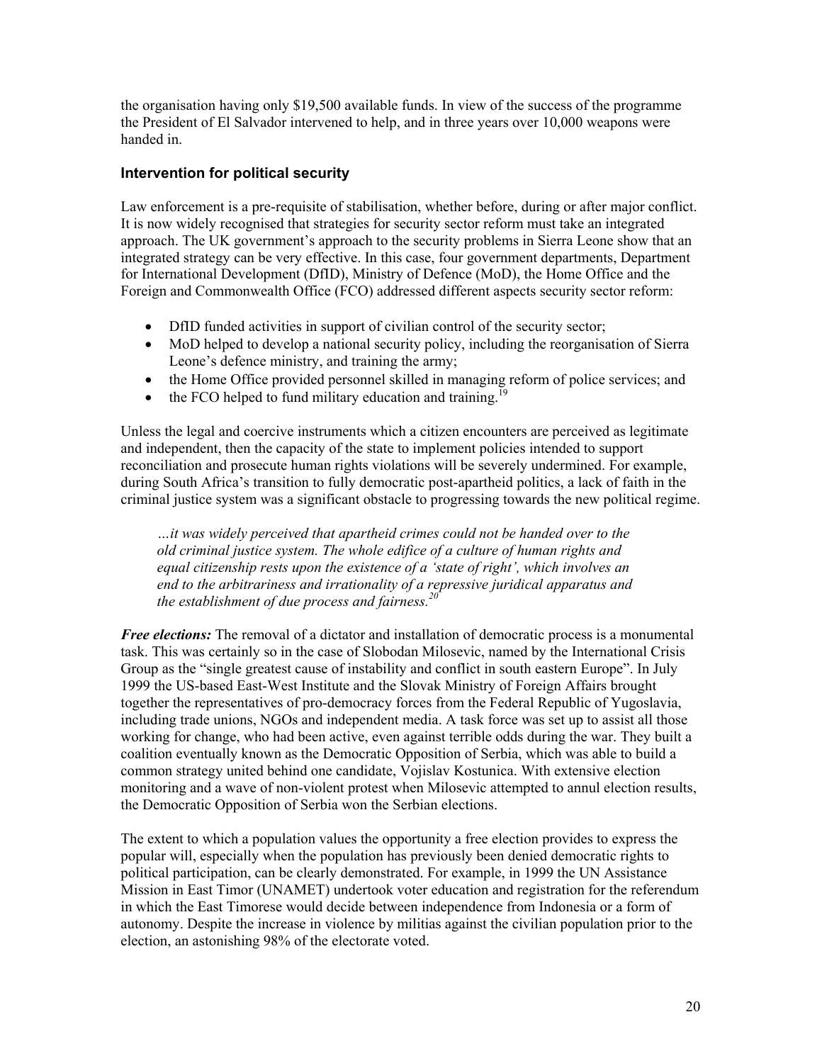the organisation having only $19,500 available funds. In view of the success of the programme the President of El Salvador intervened to help, and in three years over 10,000 weapons were handed in.

### Intervention for political security

Law enforcement is a pre-requisite of stabilisation, whether before, during or after major conflict. It is now widely recognised that strategies for security sector reform must take an integrated approach. The UK government's approach to the security problems in Sierra Leone show that an integrated strategy can be very effective. In this case, four government departments, Department for International Development (DfID), Ministry of Defence (MoD), the Home Office and the Foreign and Commonwealth Office (FCO) addressed different aspects security sector reform:

- DfID funded activities in support of civilian control of the security sector;
- MoD helped to develop a national security policy, including the reorganisation of Sierra Leone's defence ministry, and training the army;
- the Home Office provided personnel skilled in managing reform of police services; and
- the FCO helped to fund military education and training.[19]

Unless the legal and coercive instruments which a citizen encounters are perceived as legitimate and independent, then the capacity of the state to implement policies intended to support reconciliation and prosecute human rights violations will be severely undermined. For example, during South Africa's transition to fully democratic post-apartheid politics, a lack of faith in the criminal justice system was a significant obstacle to progressing towards the new political regime.

> *…it was widely perceived that apartheid crimes could not be handed over to the old criminal justice system. The whole edifice of a culture of human rights and equal citizenship rests upon the existence of a 'state of right', which involves an end to the arbitrariness and irrationality of a repressive juridical apparatus and the establishment of due process and fairness.*[20]

***Free elections:*** The removal of a dictator and installation of democratic process is a monumental task. This was certainly so in the case of Slobodan Milosevic, named by the International Crisis Group as the "single greatest cause of instability and conflict in south eastern Europe". In July 1999 the US-based East-West Institute and the Slovak Ministry of Foreign Affairs brought together the representatives of pro-democracy forces from the Federal Republic of Yugoslavia, including trade unions, NGOs and independent media. A task force was set up to assist all those working for change, who had been active, even against terrible odds during the war. They built a coalition eventually known as the Democratic Opposition of Serbia, which was able to build a common strategy united behind one candidate, Vojislav Kostunica. With extensive election monitoring and a wave of non-violent protest when Milosevic attempted to annul election results, the Democratic Opposition of Serbia won the Serbian elections.

The extent to which a population values the opportunity a free election provides to express the popular will, especially when the population has previously been denied democratic rights to political participation, can be clearly demonstrated. For example, in 1999 the UN Assistance Mission in East Timor (UNAMET) undertook voter education and registration for the referendum in which the East Timorese would decide between independence from Indonesia or a form of autonomy. Despite the increase in violence by militias against the civilian population prior to the election, an astonishing 98% of the electorate voted.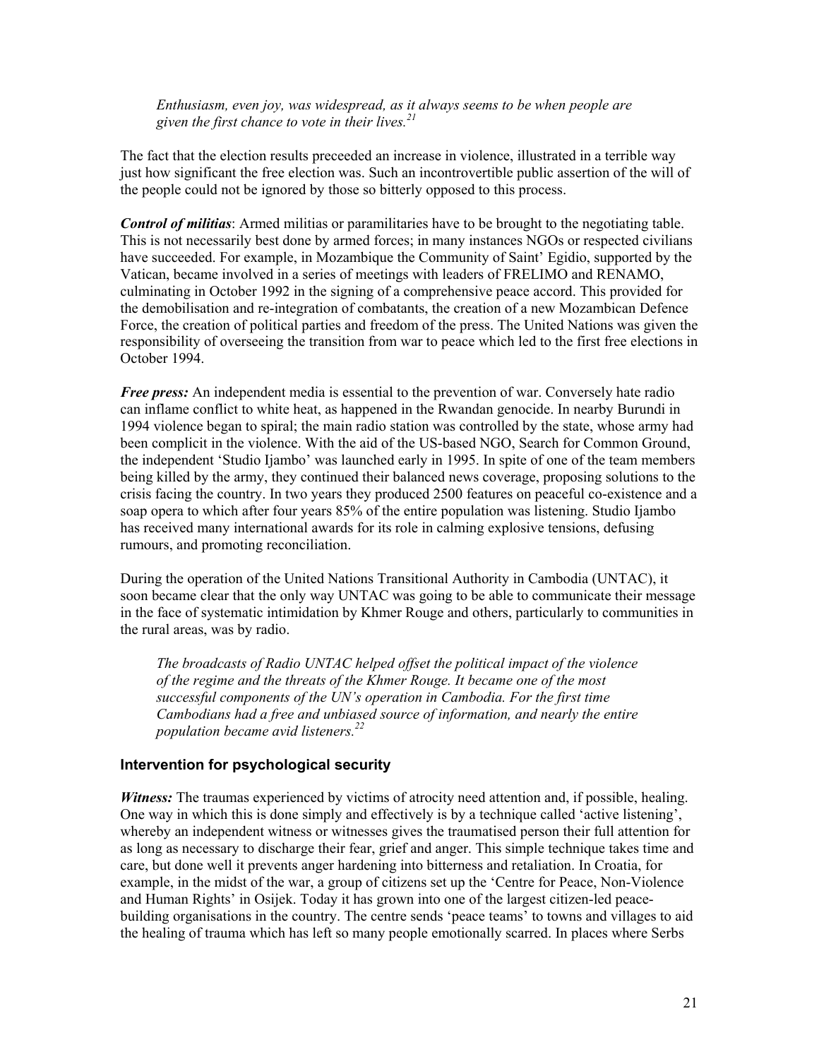> *Enthusiasm, even joy, was widespread, as it always seems to be when people are given the first chance to vote in their lives.*[21]

The fact that the election results preceeded an increase in violence, illustrated in a terrible way just how significant the free election was. Such an incontrovertible public assertion of the will of the people could not be ignored by those so bitterly opposed to this process.

***Control of militias***: Armed militias or paramilitaries have to be brought to the negotiating table. This is not necessarily best done by armed forces; in many instances NGOs or respected civilians have succeeded. For example, in Mozambique the Community of Saint' Egidio, supported by the Vatican, became involved in a series of meetings with leaders of FRELIMO and RENAMO, culminating in October 1992 in the signing of a comprehensive peace accord. This provided for the demobilisation and re-integration of combatants, the creation of a new Mozambican Defence Force, the creation of political parties and freedom of the press. The United Nations was given the responsibility of overseeing the transition from war to peace which led to the first free elections in October 1994.

***Free press:*** An independent media is essential to the prevention of war. Conversely hate radio can inflame conflict to white heat, as happened in the Rwandan genocide. In nearby Burundi in 1994 violence began to spiral; the main radio station was controlled by the state, whose army had been complicit in the violence. With the aid of the US-based NGO, Search for Common Ground, the independent 'Studio Ijambo' was launched early in 1995. In spite of one of the team members being killed by the army, they continued their balanced news coverage, proposing solutions to the crisis facing the country. In two years they produced 2500 features on peaceful co-existence and a soap opera to which after four years 85% of the entire population was listening. Studio Ijambo has received many international awards for its role in calming explosive tensions, defusing rumours, and promoting reconciliation.

During the operation of the United Nations Transitional Authority in Cambodia (UNTAC), it soon became clear that the only way UNTAC was going to be able to communicate their message in the face of systematic intimidation by Khmer Rouge and others, particularly to communities in the rural areas, was by radio.

> *The broadcasts of Radio UNTAC helped offset the political impact of the violence of the regime and the threats of the Khmer Rouge. It became one of the most successful components of the UN's operation in Cambodia. For the first time Cambodians had a free and unbiased source of information, and nearly the entire population became avid listeners.*[22]

### Intervention for psychological security

***Witness:*** The traumas experienced by victims of atrocity need attention and, if possible, healing. One way in which this is done simply and effectively is by a technique called 'active listening', whereby an independent witness or witnesses gives the traumatised person their full attention for as long as necessary to discharge their fear, grief and anger. This simple technique takes time and care, but done well it prevents anger hardening into bitterness and retaliation. In Croatia, for example, in the midst of the war, a group of citizens set up the 'Centre for Peace, Non-Violence and Human Rights' in Osijek. Today it has grown into one of the largest citizen-led peace-building organisations in the country. The centre sends 'peace teams' to towns and villages to aid the healing of trauma which has left so many people emotionally scarred. In places where Serbs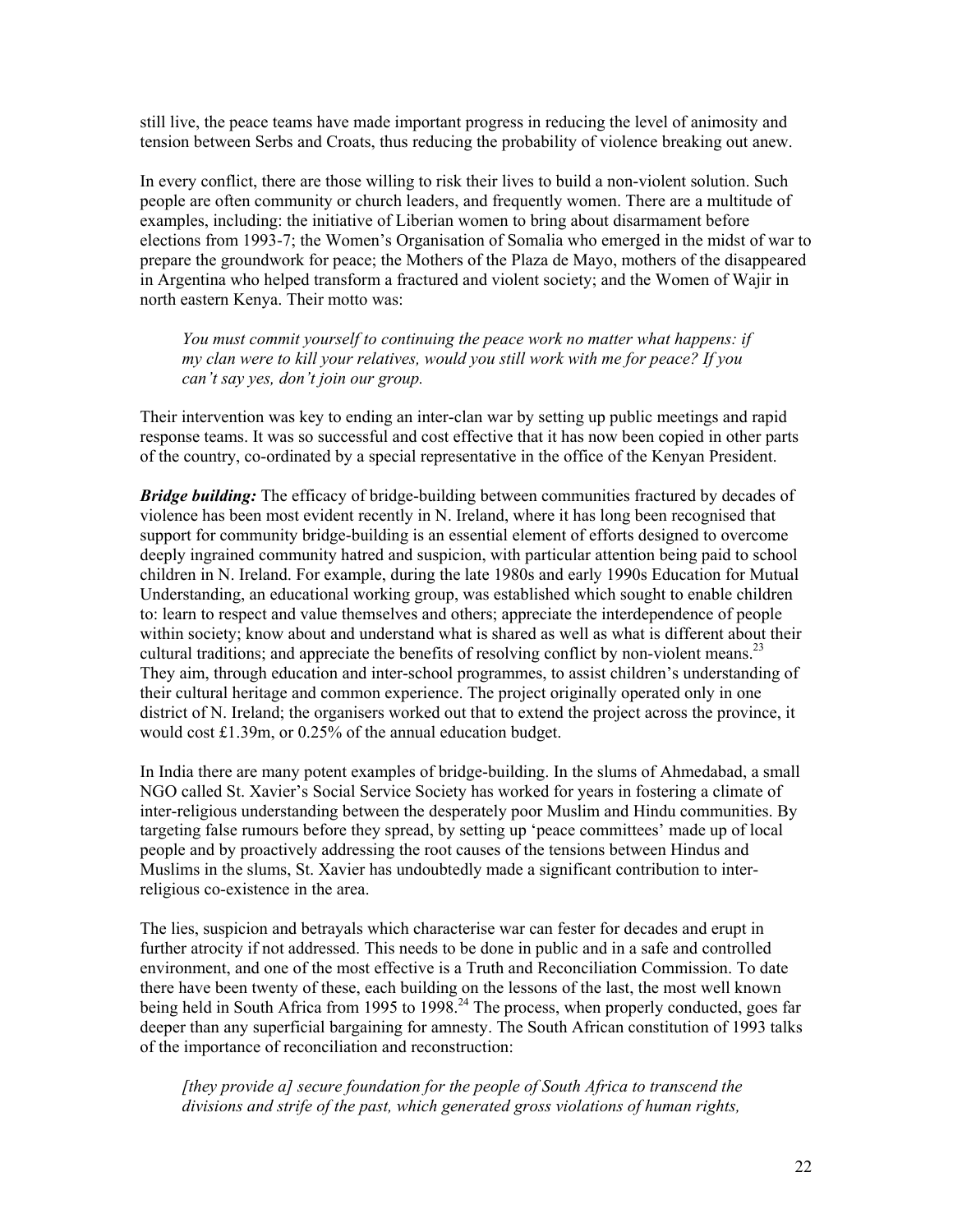still live, the peace teams have made important progress in reducing the level of animosity and tension between Serbs and Croats, thus reducing the probability of violence breaking out anew.

In every conflict, there are those willing to risk their lives to build a non-violent solution. Such people are often community or church leaders, and frequently women. There are a multitude of examples, including: the initiative of Liberian women to bring about disarmament before elections from 1993-7; the Women's Organisation of Somalia who emerged in the midst of war to prepare the groundwork for peace; the Mothers of the Plaza de Mayo, mothers of the disappeared in Argentina who helped transform a fractured and violent society; and the Women of Wajir in north eastern Kenya. Their motto was:

> *You must commit yourself to continuing the peace work no matter what happens: if my clan were to kill your relatives, would you still work with me for peace? If you can't say yes, don't join our group.*

Their intervention was key to ending an inter-clan war by setting up public meetings and rapid response teams. It was so successful and cost effective that it has now been copied in other parts of the country, co-ordinated by a special representative in the office of the Kenyan President.

***Bridge building:*** The efficacy of bridge-building between communities fractured by decades of violence has been most evident recently in N. Ireland, where it has long been recognised that support for community bridge-building is an essential element of efforts designed to overcome deeply ingrained community hatred and suspicion, with particular attention being paid to school children in N. Ireland. For example, during the late 1980s and early 1990s Education for Mutual Understanding, an educational working group, was established which sought to enable children to: learn to respect and value themselves and others; appreciate the interdependence of people within society; know about and understand what is shared as well as what is different about their cultural traditions; and appreciate the benefits of resolving conflict by non-violent means.[23] They aim, through education and inter-school programmes, to assist children's understanding of their cultural heritage and common experience. The project originally operated only in one district of N. Ireland; the organisers worked out that to extend the project across the province, it would cost £1.39m, or 0.25% of the annual education budget.

In India there are many potent examples of bridge-building. In the slums of Ahmedabad, a small NGO called St. Xavier's Social Service Society has worked for years in fostering a climate of inter-religious understanding between the desperately poor Muslim and Hindu communities. By targeting false rumours before they spread, by setting up 'peace committees' made up of local people and by proactively addressing the root causes of the tensions between Hindus and Muslims in the slums, St. Xavier has undoubtedly made a significant contribution to inter-religious co-existence in the area.

The lies, suspicion and betrayals which characterise war can fester for decades and erupt in further atrocity if not addressed. This needs to be done in public and in a safe and controlled environment, and one of the most effective is a Truth and Reconciliation Commission. To date there have been twenty of these, each building on the lessons of the last, the most well known being held in South Africa from 1995 to 1998.[24] The process, when properly conducted, goes far deeper than any superficial bargaining for amnesty. The South African constitution of 1993 talks of the importance of reconciliation and reconstruction:

> *[they provide a] secure foundation for the people of South Africa to transcend the divisions and strife of the past, which generated gross violations of human rights,*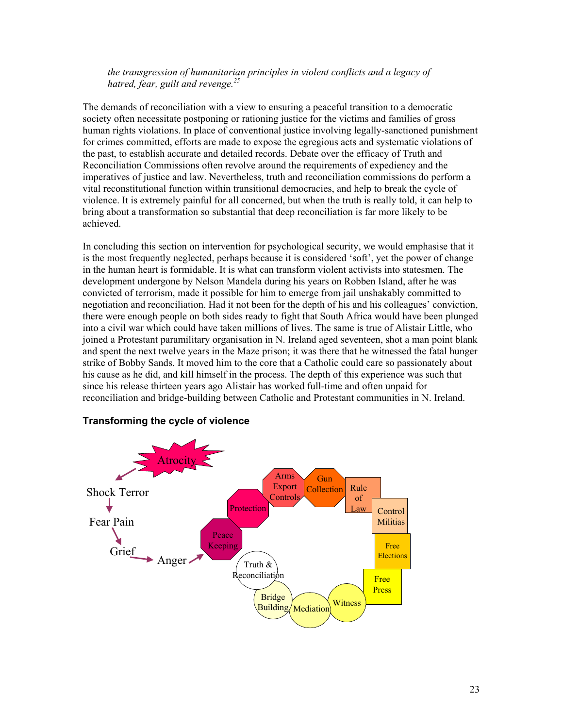*the transgression of humanitarian principles in violent conflicts and a legacy of hatred, fear, guilt and revenge.*[25]

The demands of reconciliation with a view to ensuring a peaceful transition to a democratic society often necessitate postponing or rationing justice for the victims and families of gross human rights violations. In place of conventional justice involving legally-sanctioned punishment for crimes committed, efforts are made to expose the egregious acts and systematic violations of the past, to establish accurate and detailed records. Debate over the efficacy of Truth and Reconciliation Commissions often revolve around the requirements of expediency and the imperatives of justice and law. Nevertheless, truth and reconciliation commissions do perform a vital reconstitutional function within transitional democracies, and help to break the cycle of violence. It is extremely painful for all concerned, but when the truth is really told, it can help to bring about a transformation so substantial that deep reconciliation is far more likely to be achieved.

In concluding this section on intervention for psychological security, we would emphasise that it is the most frequently neglected, perhaps because it is considered 'soft', yet the power of change in the human heart is formidable. It is what can transform violent activists into statesmen. The development undergone by Nelson Mandela during his years on Robben Island, after he was convicted of terrorism, made it possible for him to emerge from jail unshakably committed to negotiation and reconciliation. Had it not been for the depth of his and his colleagues' conviction, there were enough people on both sides ready to fight that South Africa would have been plunged into a civil war which could have taken millions of lives. The same is true of Alistair Little, who joined a Protestant paramilitary organisation in N. Ireland aged seventeen, shot a man point blank and spent the next twelve years in the Maze prison; it was there that he witnessed the fatal hunger strike of Bobby Sands. It moved him to the core that a Catholic could care so passionately about his cause as he did, and kill himself in the process. The depth of this experience was such that since his release thirteen years ago Alistair has worked full-time and often unpaid for reconciliation and bridge-building between Catholic and Protestant communities in N. Ireland.

**Transforming the cycle of violence**

Atrocity → Shock Terror → Fear Pain → Grief → Anger → Peace Keeping → Protection → Arms Export Controls → Gun Collection → Rule of Law → Control Militias → Free Elections → Free Press → Witness → Mediation → Bridge Building → Truth & Reconciliation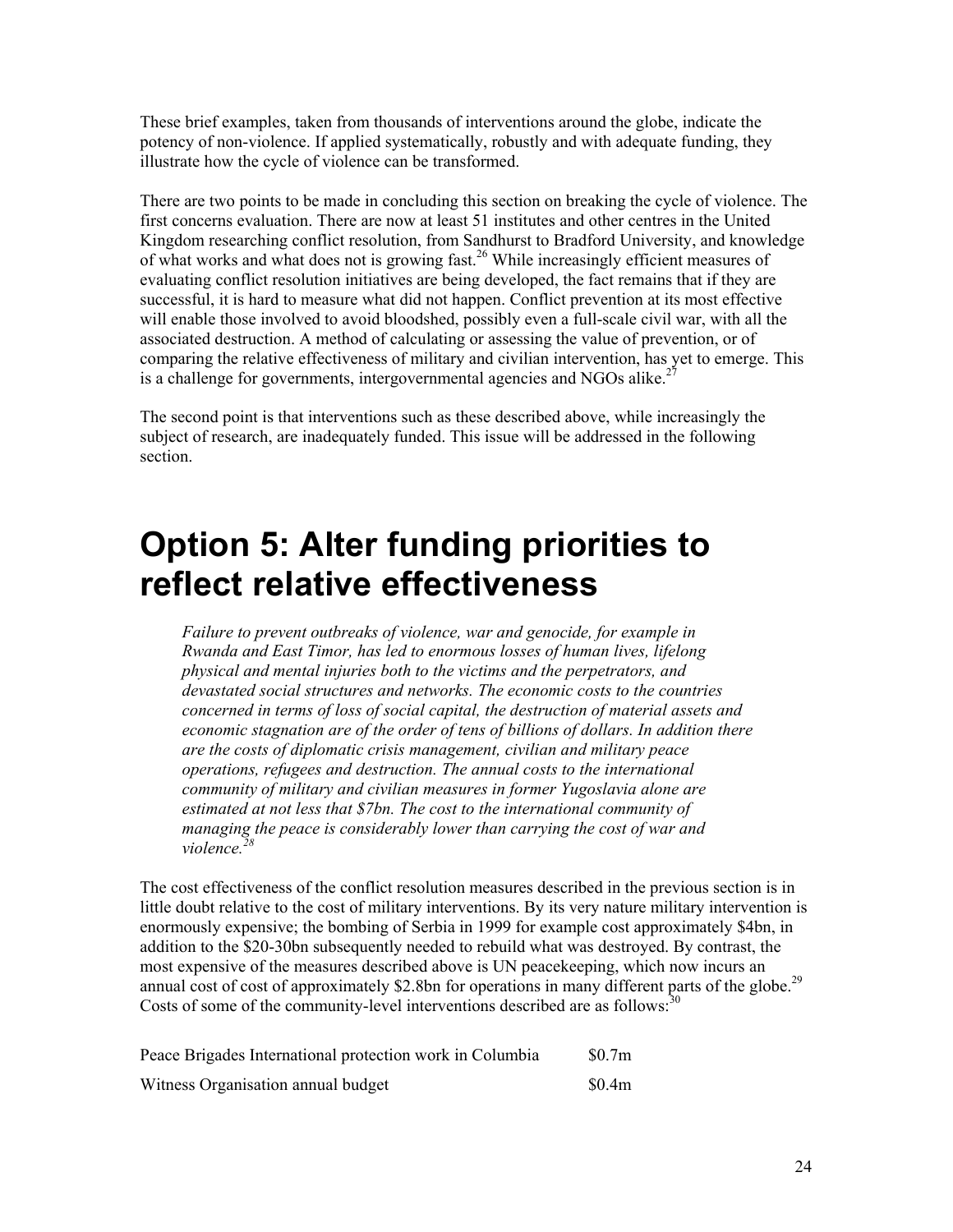These brief examples, taken from thousands of interventions around the globe, indicate the potency of non-violence. If applied systematically, robustly and with adequate funding, they illustrate how the cycle of violence can be transformed.

There are two points to be made in concluding this section on breaking the cycle of violence. The first concerns evaluation. There are now at least 51 institutes and other centres in the United Kingdom researching conflict resolution, from Sandhurst to Bradford University, and knowledge of what works and what does not is growing fast.[26] While increasingly efficient measures of evaluating conflict resolution initiatives are being developed, the fact remains that if they are successful, it is hard to measure what did not happen. Conflict prevention at its most effective will enable those involved to avoid bloodshed, possibly even a full-scale civil war, with all the associated destruction. A method of calculating or assessing the value of prevention, or of comparing the relative effectiveness of military and civilian intervention, has yet to emerge. This is a challenge for governments, intergovernmental agencies and NGOs alike.[27]

The second point is that interventions such as these described above, while increasingly the subject of research, are inadequately funded. This issue will be addressed in the following section.

# Option 5: Alter funding priorities to reflect relative effectiveness

> *Failure to prevent outbreaks of violence, war and genocide, for example in Rwanda and East Timor, has led to enormous losses of human lives, lifelong physical and mental injuries both to the victims and the perpetrators, and devastated social structures and networks. The economic costs to the countries concerned in terms of loss of social capital, the destruction of material assets and economic stagnation are of the order of tens of billions of dollars. In addition there are the costs of diplomatic crisis management, civilian and military peace operations, refugees and destruction. The annual costs to the international community of military and civilian measures in former Yugoslavia alone are estimated at not less that $7bn. The cost to the international community of managing the peace is considerably lower than carrying the cost of war and violence.*[28]

The cost effectiveness of the conflict resolution measures described in the previous section is in little doubt relative to the cost of military interventions. By its very nature military intervention is enormously expensive; the bombing of Serbia in 1999 for example cost approximately $4bn, in addition to the $20-30bn subsequently needed to rebuild what was destroyed. By contrast, the most expensive of the measures described above is UN peacekeeping, which now incurs an annual cost of cost of approximately $2.8bn for operations in many different parts of the globe.[29] Costs of some of the community-level interventions described are as follows:[30]

| | |
|---|---|
| Peace Brigades International protection work in Columbia | $0.7m |
| Witness Organisation annual budget | $0.4m |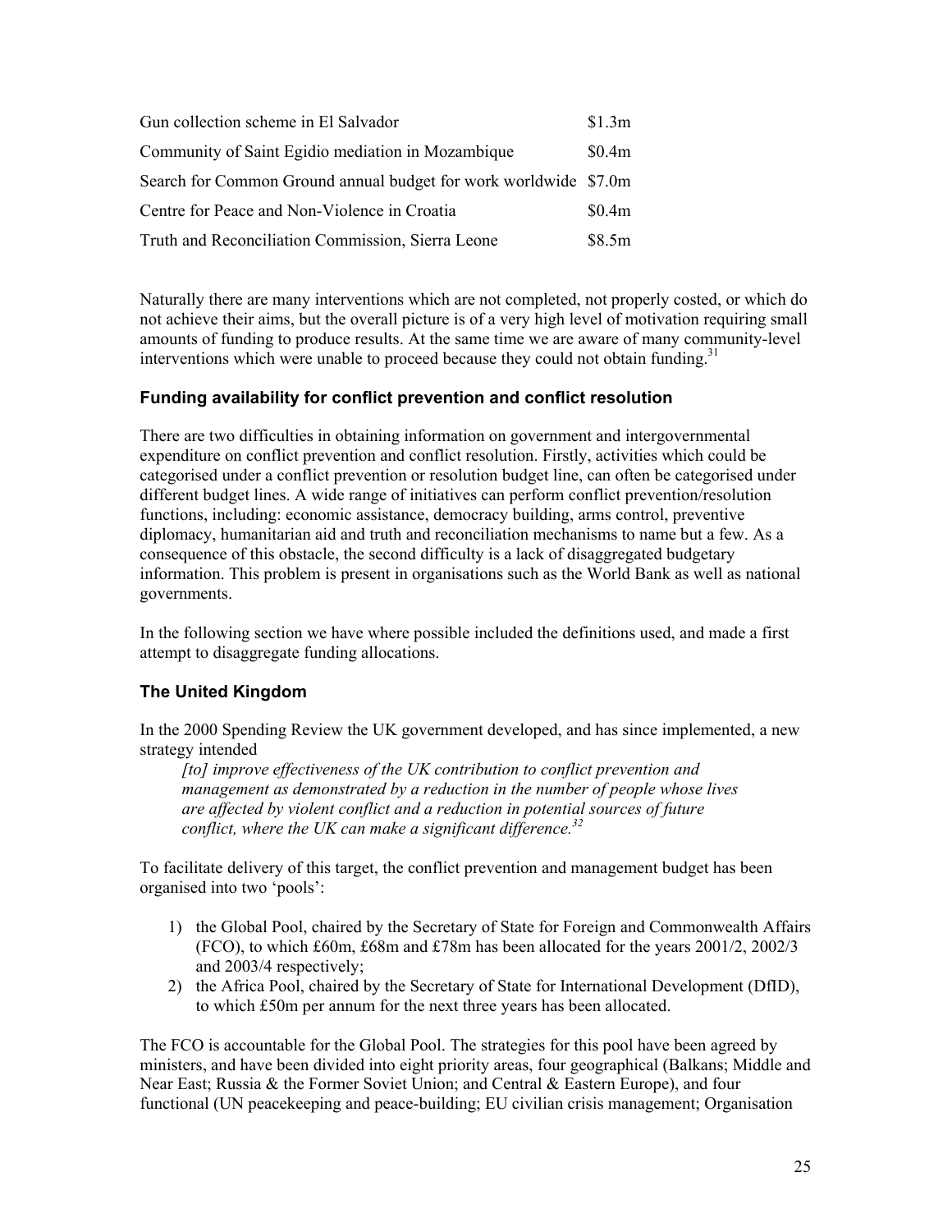| | |
|---|---|
| Gun collection scheme in El Salvador | \$1.3m |
| Community of Saint Egidio mediation in Mozambique | \$0.4m |
| Search for Common Ground annual budget for work worldwide | \$7.0m |
| Centre for Peace and Non-Violence in Croatia | \$0.4m |
| Truth and Reconciliation Commission, Sierra Leone | \$8.5m |

Naturally there are many interventions which are not completed, not properly costed, or which do not achieve their aims, but the overall picture is of a very high level of motivation requiring small amounts of funding to produce results. At the same time we are aware of many community-level interventions which were unable to proceed because they could not obtain funding.[31]

### Funding availability for conflict prevention and conflict resolution

There are two difficulties in obtaining information on government and intergovernmental expenditure on conflict prevention and conflict resolution. Firstly, activities which could be categorised under a conflict prevention or resolution budget line, can often be categorised under different budget lines. A wide range of initiatives can perform conflict prevention/resolution functions, including: economic assistance, democracy building, arms control, preventive diplomacy, humanitarian aid and truth and reconciliation mechanisms to name but a few. As a consequence of this obstacle, the second difficulty is a lack of disaggregated budgetary information. This problem is present in organisations such as the World Bank as well as national governments.

In the following section we have where possible included the definitions used, and made a first attempt to disaggregate funding allocations.

### The United Kingdom

In the 2000 Spending Review the UK government developed, and has since implemented, a new strategy intended

> *[to] improve effectiveness of the UK contribution to conflict prevention and management as demonstrated by a reduction in the number of people whose lives are affected by violent conflict and a reduction in potential sources of future conflict, where the UK can make a significant difference.*[32]

To facilitate delivery of this target, the conflict prevention and management budget has been organised into two 'pools':

1) the Global Pool, chaired by the Secretary of State for Foreign and Commonwealth Affairs (FCO), to which £60m, £68m and £78m has been allocated for the years 2001/2, 2002/3 and 2003/4 respectively;
2) the Africa Pool, chaired by the Secretary of State for International Development (DfID), to which £50m per annum for the next three years has been allocated.

The FCO is accountable for the Global Pool. The strategies for this pool have been agreed by ministers, and have been divided into eight priority areas, four geographical (Balkans; Middle and Near East; Russia & the Former Soviet Union; and Central & Eastern Europe), and four functional (UN peacekeeping and peace-building; EU civilian crisis management; Organisation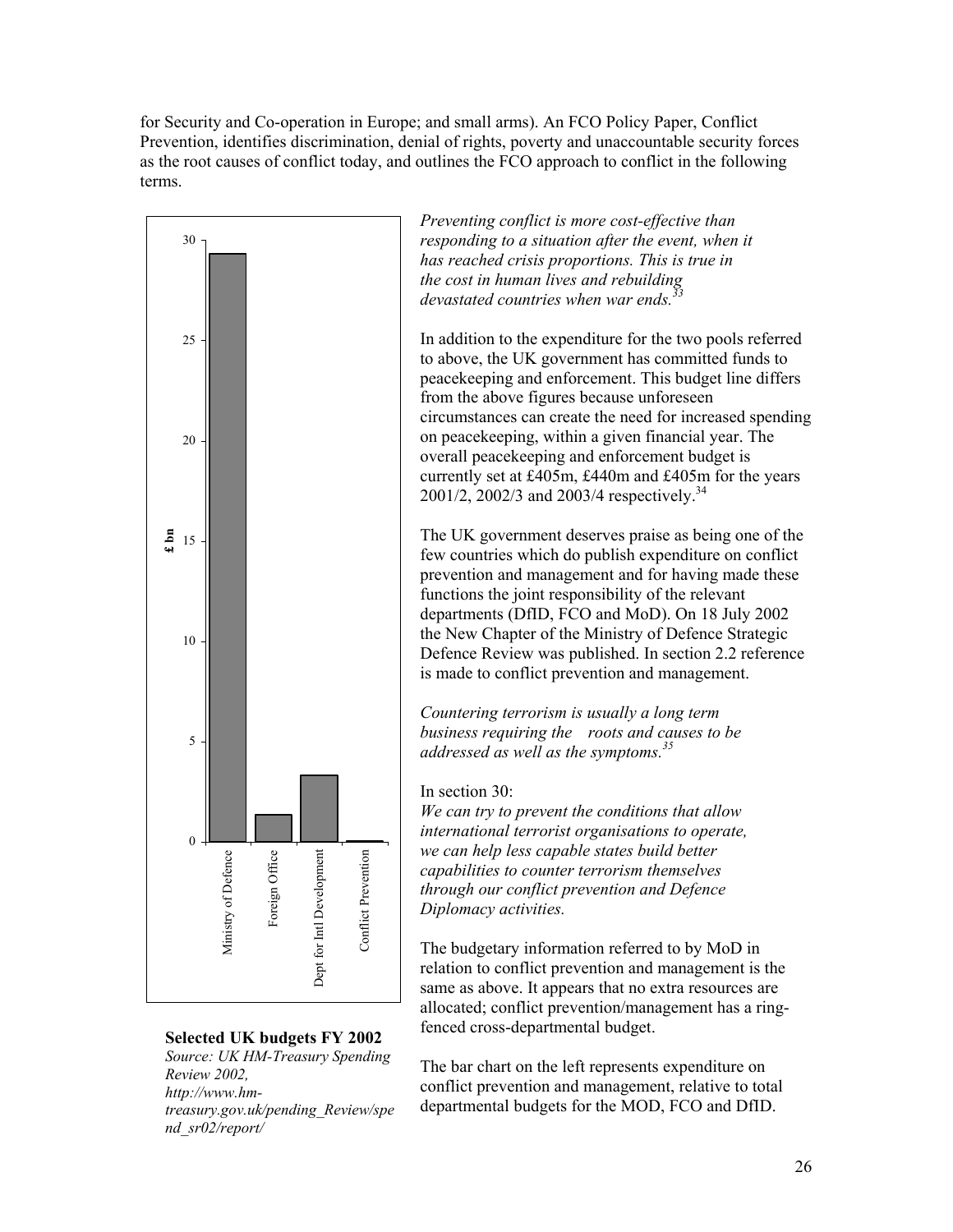for Security and Co-operation in Europe; and small arms). An FCO Policy Paper, Conflict Prevention, identifies discrimination, denial of rights, poverty and unaccountable security forces as the root causes of conflict today, and outlines the FCO approach to conflict in the following terms.

*Preventing conflict is more cost-effective than responding to a situation after the event, when it has reached crisis proportions. This is true in the cost in human lives and rebuilding devastated countries when war ends.*[33]

In addition to the expenditure for the two pools referred to above, the UK government has committed funds to peacekeeping and enforcement. This budget line differs from the above figures because unforeseen circumstances can create the need for increased spending on peacekeeping, within a given financial year. The overall peacekeeping and enforcement budget is currently set at £405m, £440m and £405m for the years 2001/2, 2002/3 and 2003/4 respectively.[34]

The UK government deserves praise as being one of the few countries which do publish expenditure on conflict prevention and management and for having made these functions the joint responsibility of the relevant departments (DfID, FCO and MoD). On 18 July 2002 the New Chapter of the Ministry of Defence Strategic Defence Review was published. In section 2.2 reference is made to conflict prevention and management.

*Countering terrorism is usually a long term business requiring the roots and causes to be addressed as well as the symptoms.*[35]

In section 30:
*We can try to prevent the conditions that allow international terrorist organisations to operate, we can help less capable states build better capabilities to counter terrorism themselves through our conflict prevention and Defence Diplomacy activities.*

The budgetary information referred to by MoD in relation to conflict prevention and management is the same as above. It appears that no extra resources are allocated; conflict prevention/management has a ring-fenced cross-departmental budget.

The bar chart on the left represents expenditure on conflict prevention and management, relative to total departmental budgets for the MOD, FCO and DfID.

**Selected UK budgets FY 2002**
*Source: UK HM-Treasury Spending Review 2002, http://www.hm-treasury.gov.uk/pending_Review/spend_sr02/report/*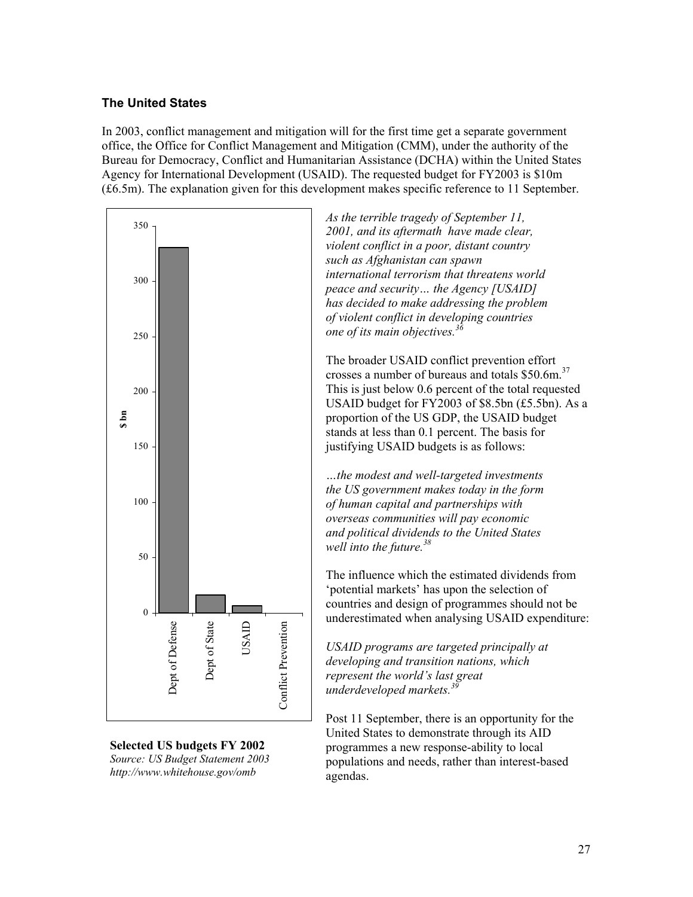### The United States

In 2003, conflict management and mitigation will for the first time get a separate government office, the Office for Conflict Management and Mitigation (CMM), under the authority of the Bureau for Democracy, Conflict and Humanitarian Assistance (DCHA) within the United States Agency for International Development (USAID). The requested budget for FY2003 is $10m (£6.5m). The explanation given for this development makes specific reference to 11 September.

**Selected US budgets FY 2002**
*Source: US Budget Statement 2003*
*http://www.whitehouse.gov/omb*

*As the terrible tragedy of September 11, 2001, and its aftermath have made clear, violent conflict in a poor, distant country such as Afghanistan can spawn international terrorism that threatens world peace and security… the Agency [USAID] has decided to make addressing the problem of violent conflict in developing countries one of its main objectives.*[36]

The broader USAID conflict prevention effort crosses a number of bureaus and totals $50.6m.[37] This is just below 0.6 percent of the total requested USAID budget for FY2003 of $8.5bn (£5.5bn). As a proportion of the US GDP, the USAID budget stands at less than 0.1 percent. The basis for justifying USAID budgets is as follows:

*…the modest and well-targeted investments the US government makes today in the form of human capital and partnerships with overseas communities will pay economic and political dividends to the United States well into the future.*[38]

The influence which the estimated dividends from 'potential markets' has upon the selection of countries and design of programmes should not be underestimated when analysing USAID expenditure:

*USAID programs are targeted principally at developing and transition nations, which represent the world's last great underdeveloped markets.*[39]

Post 11 September, there is an opportunity for the United States to demonstrate through its AID programmes a new response-ability to local populations and needs, rather than interest-based agendas.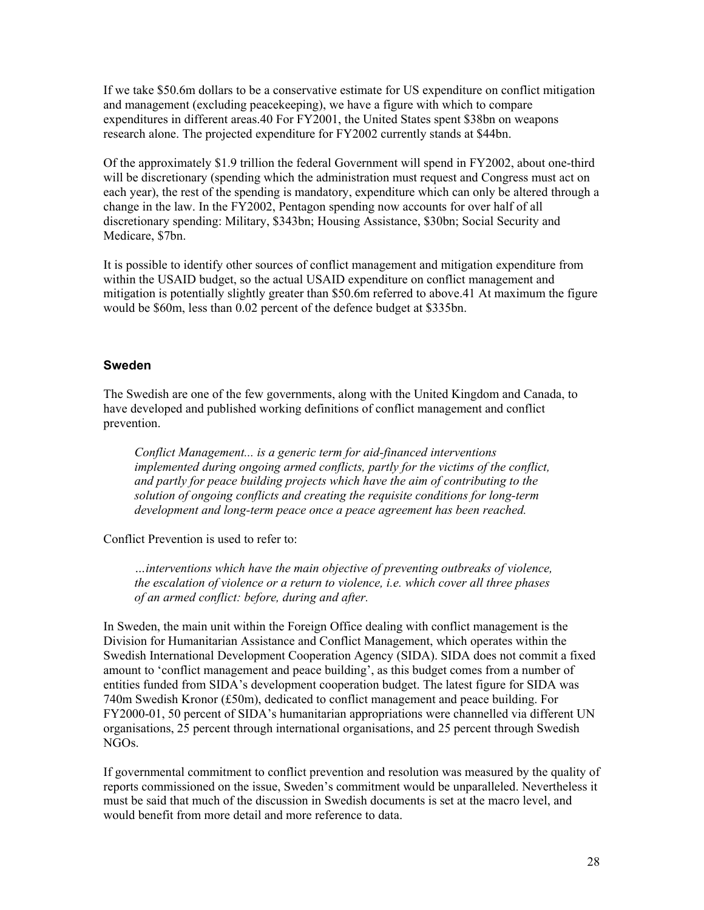If we take \$50.6m dollars to be a conservative estimate for US expenditure on conflict mitigation and management (excluding peacekeeping), we have a figure with which to compare expenditures in different areas.40 For FY2001, the United States spent \$38bn on weapons research alone. The projected expenditure for FY2002 currently stands at \$44bn.

Of the approximately \$1.9 trillion the federal Government will spend in FY2002, about one-third will be discretionary (spending which the administration must request and Congress must act on each year), the rest of the spending is mandatory, expenditure which can only be altered through a change in the law. In the FY2002, Pentagon spending now accounts for over half of all discretionary spending: Military, \$343bn; Housing Assistance, \$30bn; Social Security and Medicare, \$7bn.

It is possible to identify other sources of conflict management and mitigation expenditure from within the USAID budget, so the actual USAID expenditure on conflict management and mitigation is potentially slightly greater than \$50.6m referred to above.41 At maximum the figure would be \$60m, less than 0.02 percent of the defence budget at \$335bn.

### Sweden

The Swedish are one of the few governments, along with the United Kingdom and Canada, to have developed and published working definitions of conflict management and conflict prevention.

> *Conflict Management... is a generic term for aid-financed interventions implemented during ongoing armed conflicts, partly for the victims of the conflict, and partly for peace building projects which have the aim of contributing to the solution of ongoing conflicts and creating the requisite conditions for long-term development and long-term peace once a peace agreement has been reached.*

Conflict Prevention is used to refer to:

> *…interventions which have the main objective of preventing outbreaks of violence, the escalation of violence or a return to violence, i.e. which cover all three phases of an armed conflict: before, during and after.*

In Sweden, the main unit within the Foreign Office dealing with conflict management is the Division for Humanitarian Assistance and Conflict Management, which operates within the Swedish International Development Cooperation Agency (SIDA). SIDA does not commit a fixed amount to 'conflict management and peace building', as this budget comes from a number of entities funded from SIDA's development cooperation budget. The latest figure for SIDA was 740m Swedish Kronor (£50m), dedicated to conflict management and peace building. For FY2000-01, 50 percent of SIDA's humanitarian appropriations were channelled via different UN organisations, 25 percent through international organisations, and 25 percent through Swedish NGOs.

If governmental commitment to conflict prevention and resolution was measured by the quality of reports commissioned on the issue, Sweden's commitment would be unparalleled. Nevertheless it must be said that much of the discussion in Swedish documents is set at the macro level, and would benefit from more detail and more reference to data.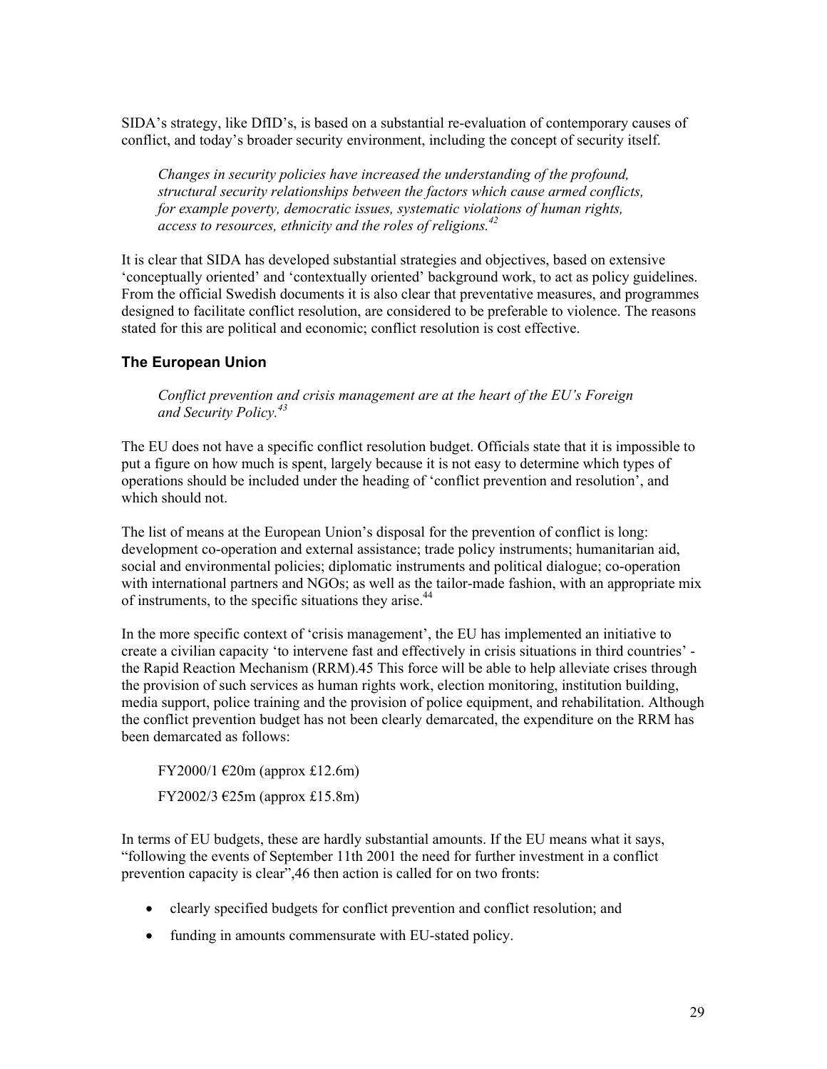SIDA's strategy, like DfID's, is based on a substantial re-evaluation of contemporary causes of conflict, and today's broader security environment, including the concept of security itself.

> *Changes in security policies have increased the understanding of the profound, structural security relationships between the factors which cause armed conflicts, for example poverty, democratic issues, systematic violations of human rights, access to resources, ethnicity and the roles of religions.*[42]

It is clear that SIDA has developed substantial strategies and objectives, based on extensive 'conceptually oriented' and 'contextually oriented' background work, to act as policy guidelines. From the official Swedish documents it is also clear that preventative measures, and programmes designed to facilitate conflict resolution, are considered to be preferable to violence. The reasons stated for this are political and economic; conflict resolution is cost effective.

### The European Union

> *Conflict prevention and crisis management are at the heart of the EU's Foreign and Security Policy.*[43]

The EU does not have a specific conflict resolution budget. Officials state that it is impossible to put a figure on how much is spent, largely because it is not easy to determine which types of operations should be included under the heading of 'conflict prevention and resolution', and which should not.

The list of means at the European Union's disposal for the prevention of conflict is long: development co-operation and external assistance; trade policy instruments; humanitarian aid, social and environmental policies; diplomatic instruments and political dialogue; co-operation with international partners and NGOs; as well as the tailor-made fashion, with an appropriate mix of instruments, to the specific situations they arise.[44]

In the more specific context of 'crisis management', the EU has implemented an initiative to create a civilian capacity 'to intervene fast and effectively in crisis situations in third countries' - the Rapid Reaction Mechanism (RRM).45 This force will be able to help alleviate crises through the provision of such services as human rights work, election monitoring, institution building, media support, police training and the provision of police equipment, and rehabilitation. Although the conflict prevention budget has not been clearly demarcated, the expenditure on the RRM has been demarcated as follows:

FY2000/1 €20m (approx £12.6m)

FY2002/3 €25m (approx £15.8m)

In terms of EU budgets, these are hardly substantial amounts. If the EU means what it says, "following the events of September 11th 2001 the need for further investment in a conflict prevention capacity is clear",46 then action is called for on two fronts:

- clearly specified budgets for conflict prevention and conflict resolution; and
- funding in amounts commensurate with EU-stated policy.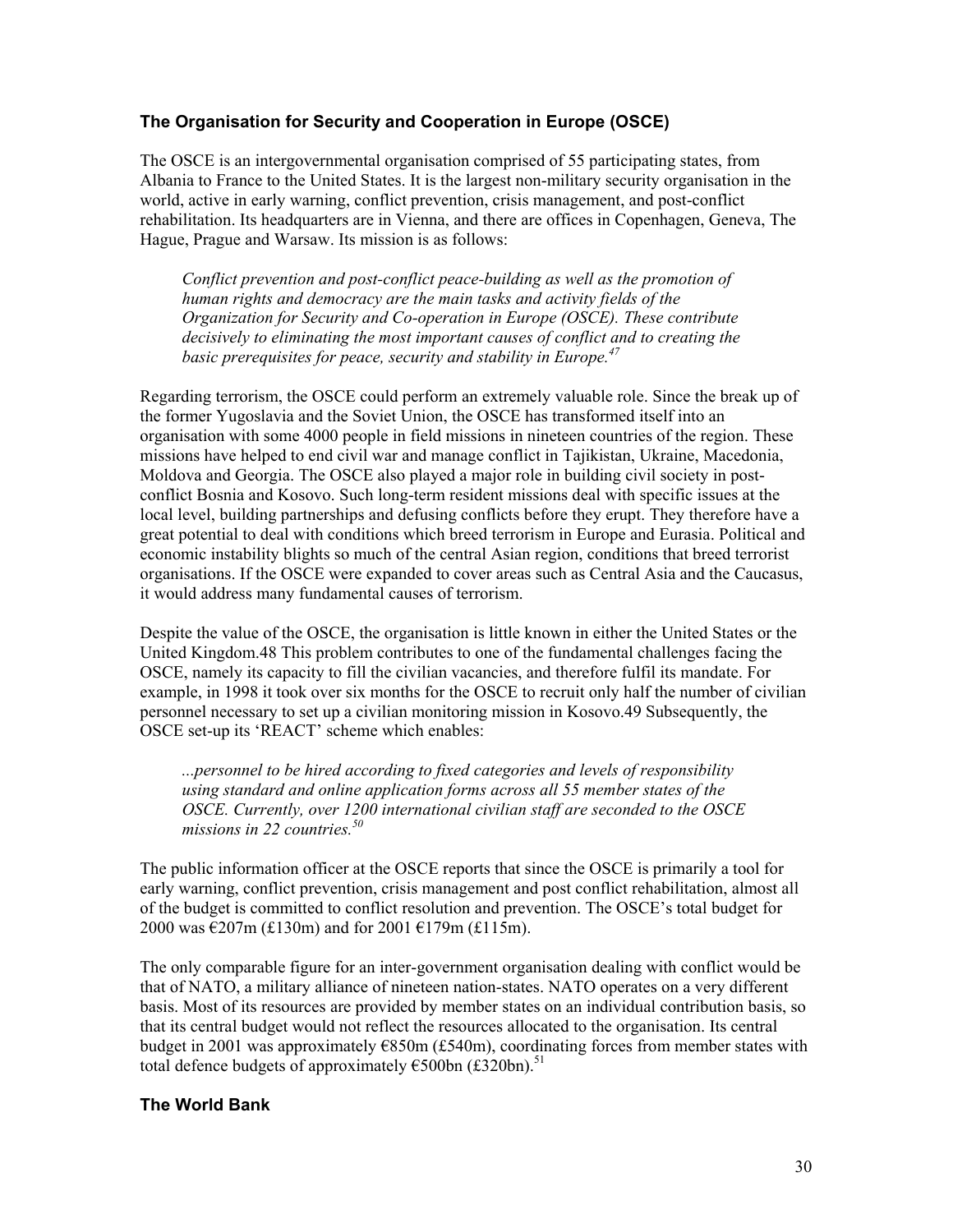## The Organisation for Security and Cooperation in Europe (OSCE)

The OSCE is an intergovernmental organisation comprised of 55 participating states, from Albania to France to the United States. It is the largest non-military security organisation in the world, active in early warning, conflict prevention, crisis management, and post-conflict rehabilitation. Its headquarters are in Vienna, and there are offices in Copenhagen, Geneva, The Hague, Prague and Warsaw. Its mission is as follows:

> *Conflict prevention and post-conflict peace-building as well as the promotion of human rights and democracy are the main tasks and activity fields of the Organization for Security and Co-operation in Europe (OSCE). These contribute decisively to eliminating the most important causes of conflict and to creating the basic prerequisites for peace, security and stability in Europe.*[47]

Regarding terrorism, the OSCE could perform an extremely valuable role. Since the break up of the former Yugoslavia and the Soviet Union, the OSCE has transformed itself into an organisation with some 4000 people in field missions in nineteen countries of the region. These missions have helped to end civil war and manage conflict in Tajikistan, Ukraine, Macedonia, Moldova and Georgia. The OSCE also played a major role in building civil society in post-conflict Bosnia and Kosovo. Such long-term resident missions deal with specific issues at the local level, building partnerships and defusing conflicts before they erupt. They therefore have a great potential to deal with conditions which breed terrorism in Europe and Eurasia. Political and economic instability blights so much of the central Asian region, conditions that breed terrorist organisations. If the OSCE were expanded to cover areas such as Central Asia and the Caucasus, it would address many fundamental causes of terrorism.

Despite the value of the OSCE, the organisation is little known in either the United States or the United Kingdom.48 This problem contributes to one of the fundamental challenges facing the OSCE, namely its capacity to fill the civilian vacancies, and therefore fulfil its mandate. For example, in 1998 it took over six months for the OSCE to recruit only half the number of civilian personnel necessary to set up a civilian monitoring mission in Kosovo.49 Subsequently, the OSCE set-up its 'REACT' scheme which enables:

> *...personnel to be hired according to fixed categories and levels of responsibility using standard and online application forms across all 55 member states of the OSCE. Currently, over 1200 international civilian staff are seconded to the OSCE missions in 22 countries.*[50]

The public information officer at the OSCE reports that since the OSCE is primarily a tool for early warning, conflict prevention, crisis management and post conflict rehabilitation, almost all of the budget is committed to conflict resolution and prevention. The OSCE's total budget for 2000 was €207m (£130m) and for 2001 €179m (£115m).

The only comparable figure for an inter-government organisation dealing with conflict would be that of NATO, a military alliance of nineteen nation-states. NATO operates on a very different basis. Most of its resources are provided by member states on an individual contribution basis, so that its central budget would not reflect the resources allocated to the organisation. Its central budget in 2001 was approximately €850m (£540m), coordinating forces from member states with total defence budgets of approximately €500bn (£320bn).[51]

## The World Bank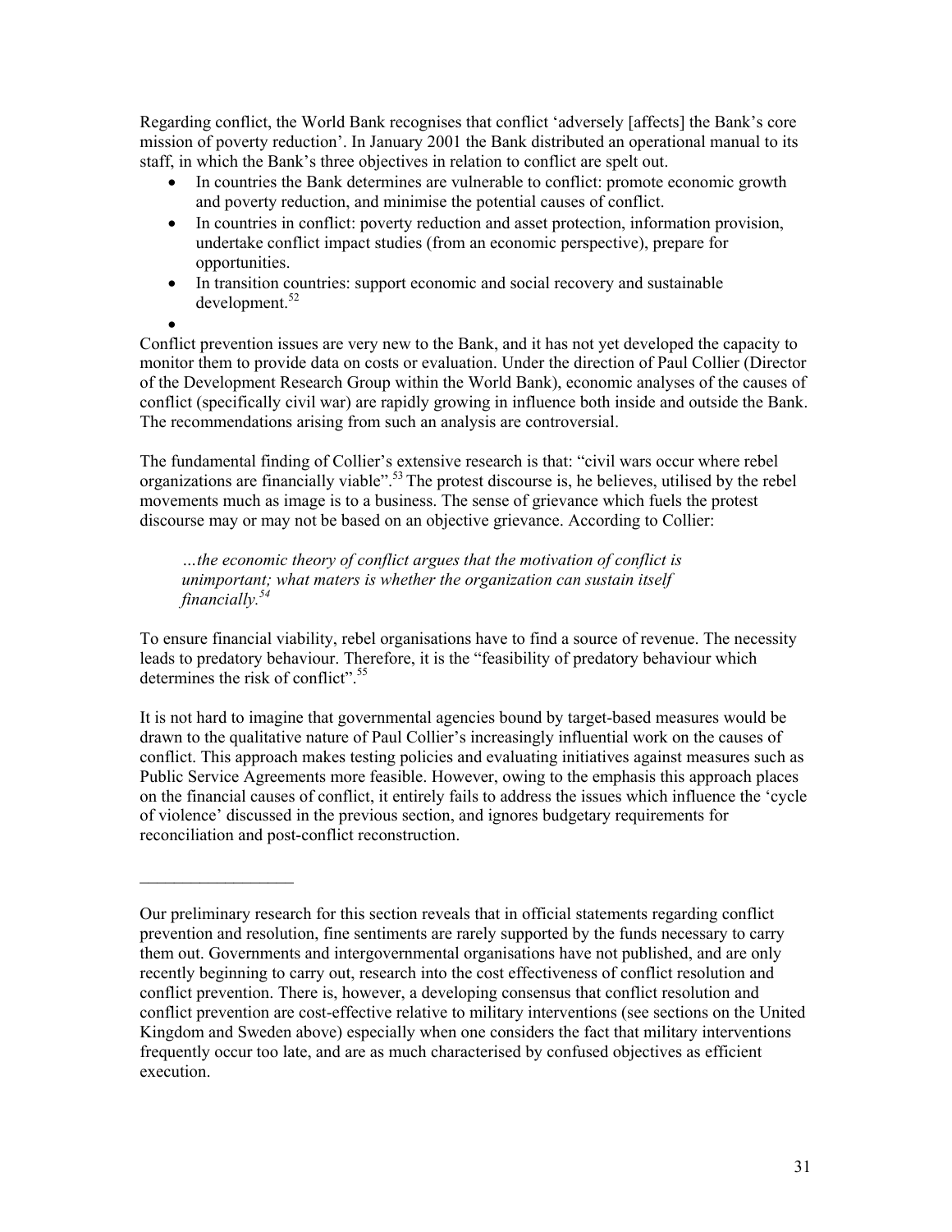Regarding conflict, the World Bank recognises that conflict 'adversely [affects] the Bank's core mission of poverty reduction'. In January 2001 the Bank distributed an operational manual to its staff, in which the Bank's three objectives in relation to conflict are spelt out.

- In countries the Bank determines are vulnerable to conflict: promote economic growth and poverty reduction, and minimise the potential causes of conflict.
- In countries in conflict: poverty reduction and asset protection, information provision, undertake conflict impact studies (from an economic perspective), prepare for opportunities.
- In transition countries: support economic and social recovery and sustainable development.[52]

Conflict prevention issues are very new to the Bank, and it has not yet developed the capacity to monitor them to provide data on costs or evaluation. Under the direction of Paul Collier (Director of the Development Research Group within the World Bank), economic analyses of the causes of conflict (specifically civil war) are rapidly growing in influence both inside and outside the Bank. The recommendations arising from such an analysis are controversial.

The fundamental finding of Collier's extensive research is that: "civil wars occur where rebel organizations are financially viable".[53] The protest discourse is, he believes, utilised by the rebel movements much as image is to a business. The sense of grievance which fuels the protest discourse may or may not be based on an objective grievance. According to Collier:

> *…the economic theory of conflict argues that the motivation of conflict is unimportant; what maters is whether the organization can sustain itself financially.*[54]

To ensure financial viability, rebel organisations have to find a source of revenue. The necessity leads to predatory behaviour. Therefore, it is the "feasibility of predatory behaviour which determines the risk of conflict".[55]

It is not hard to imagine that governmental agencies bound by target-based measures would be drawn to the qualitative nature of Paul Collier's increasingly influential work on the causes of conflict. This approach makes testing policies and evaluating initiatives against measures such as Public Service Agreements more feasible. However, owing to the emphasis this approach places on the financial causes of conflict, it entirely fails to address the issues which influence the 'cycle of violence' discussed in the previous section, and ignores budgetary requirements for reconciliation and post-conflict reconstruction.

---

Our preliminary research for this section reveals that in official statements regarding conflict prevention and resolution, fine sentiments are rarely supported by the funds necessary to carry them out. Governments and intergovernmental organisations have not published, and are only recently beginning to carry out, research into the cost effectiveness of conflict resolution and conflict prevention. There is, however, a developing consensus that conflict resolution and conflict prevention are cost-effective relative to military interventions (see sections on the United Kingdom and Sweden above) especially when one considers the fact that military interventions frequently occur too late, and are as much characterised by confused objectives as efficient execution.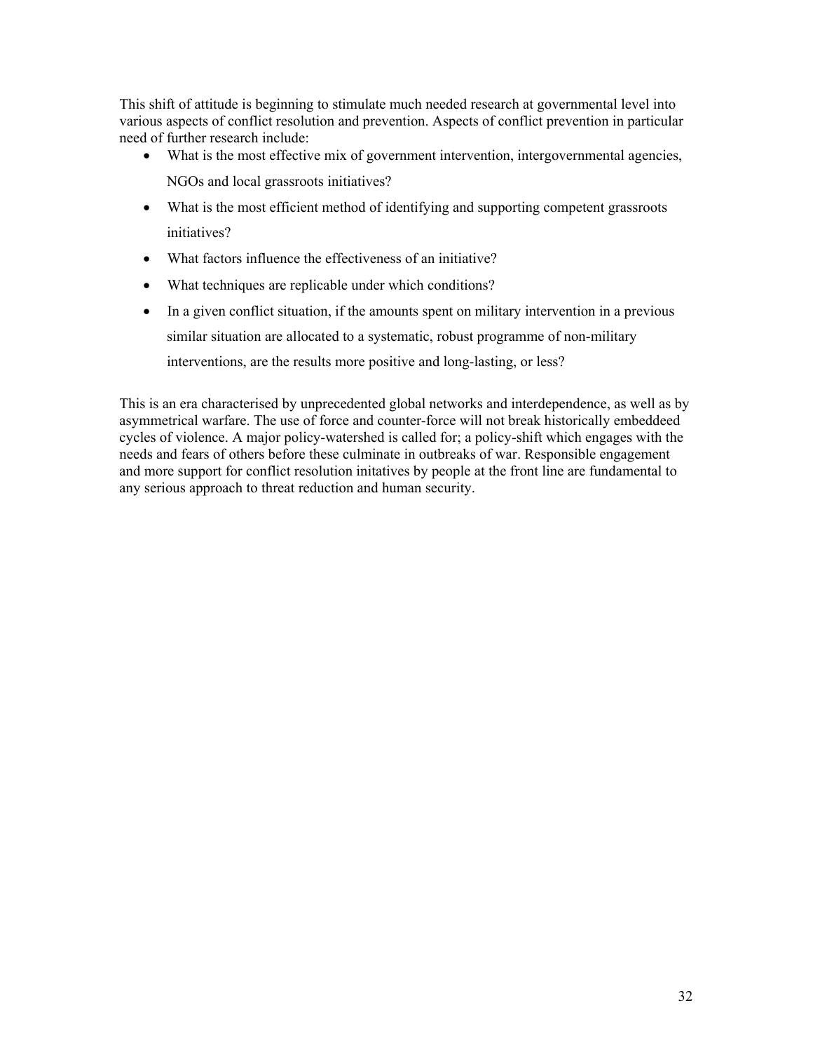This shift of attitude is beginning to stimulate much needed research at governmental level into various aspects of conflict resolution and prevention. Aspects of conflict prevention in particular need of further research include:

- What is the most effective mix of government intervention, intergovernmental agencies, NGOs and local grassroots initiatives?
- What is the most efficient method of identifying and supporting competent grassroots initiatives?
- What factors influence the effectiveness of an initiative?
- What techniques are replicable under which conditions?
- In a given conflict situation, if the amounts spent on military intervention in a previous similar situation are allocated to a systematic, robust programme of non-military interventions, are the results more positive and long-lasting, or less?

This is an era characterised by unprecedented global networks and interdependence, as well as by asymmetrical warfare. The use of force and counter-force will not break historically embeddeed cycles of violence. A major policy-watershed is called for; a policy-shift which engages with the needs and fears of others before these culminate in outbreaks of war. Responsible engagement and more support for conflict resolution initatives by people at the front line are fundamental to any serious approach to threat reduction and human security.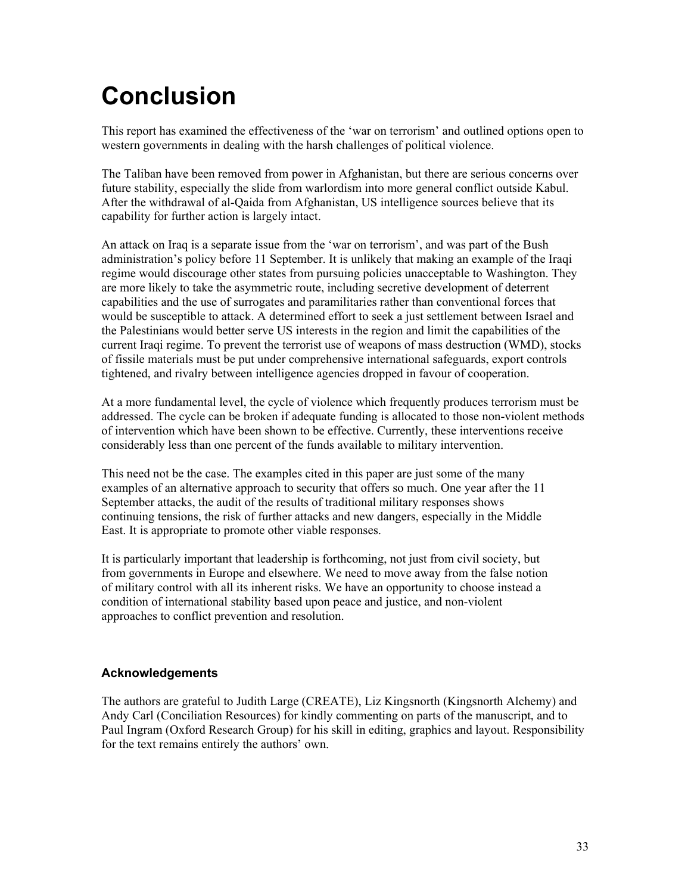# Conclusion

This report has examined the effectiveness of the 'war on terrorism' and outlined options open to western governments in dealing with the harsh challenges of political violence.

The Taliban have been removed from power in Afghanistan, but there are serious concerns over future stability, especially the slide from warlordism into more general conflict outside Kabul. After the withdrawal of al-Qaida from Afghanistan, US intelligence sources believe that its capability for further action is largely intact.

An attack on Iraq is a separate issue from the 'war on terrorism', and was part of the Bush administration's policy before 11 September. It is unlikely that making an example of the Iraqi regime would discourage other states from pursuing policies unacceptable to Washington. They are more likely to take the asymmetric route, including secretive development of deterrent capabilities and the use of surrogates and paramilitaries rather than conventional forces that would be susceptible to attack. A determined effort to seek a just settlement between Israel and the Palestinians would better serve US interests in the region and limit the capabilities of the current Iraqi regime. To prevent the terrorist use of weapons of mass destruction (WMD), stocks of fissile materials must be put under comprehensive international safeguards, export controls tightened, and rivalry between intelligence agencies dropped in favour of cooperation.

At a more fundamental level, the cycle of violence which frequently produces terrorism must be addressed. The cycle can be broken if adequate funding is allocated to those non-violent methods of intervention which have been shown to be effective. Currently, these interventions receive considerably less than one percent of the funds available to military intervention.

This need not be the case. The examples cited in this paper are just some of the many examples of an alternative approach to security that offers so much. One year after the 11 September attacks, the audit of the results of traditional military responses shows continuing tensions, the risk of further attacks and new dangers, especially in the Middle East. It is appropriate to promote other viable responses.

It is particularly important that leadership is forthcoming, not just from civil society, but from governments in Europe and elsewhere. We need to move away from the false notion of military control with all its inherent risks. We have an opportunity to choose instead a condition of international stability based upon peace and justice, and non-violent approaches to conflict prevention and resolution.

### Acknowledgements

The authors are grateful to Judith Large (CREATE), Liz Kingsnorth (Kingsnorth Alchemy) and Andy Carl (Conciliation Resources) for kindly commenting on parts of the manuscript, and to Paul Ingram (Oxford Research Group) for his skill in editing, graphics and layout. Responsibility for the text remains entirely the authors' own.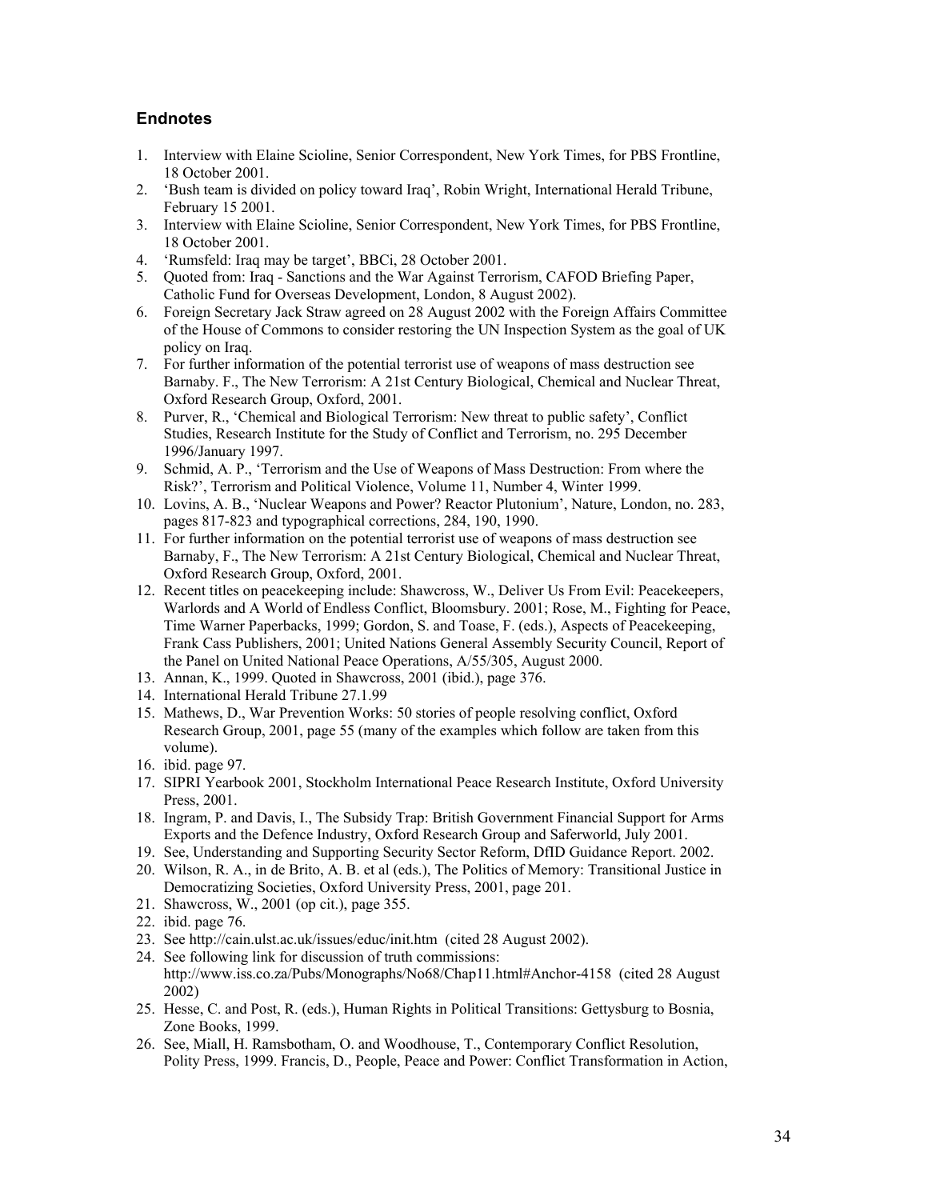## Endnotes

1. Interview with Elaine Scioline, Senior Correspondent, New York Times, for PBS Frontline, 18 October 2001.
2. 'Bush team is divided on policy toward Iraq', Robin Wright, International Herald Tribune, February 15 2001.
3. Interview with Elaine Scioline, Senior Correspondent, New York Times, for PBS Frontline, 18 October 2001.
4. 'Rumsfeld: Iraq may be target', BBCi, 28 October 2001.
5. Quoted from: Iraq - Sanctions and the War Against Terrorism, CAFOD Briefing Paper, Catholic Fund for Overseas Development, London, 8 August 2002).
6. Foreign Secretary Jack Straw agreed on 28 August 2002 with the Foreign Affairs Committee of the House of Commons to consider restoring the UN Inspection System as the goal of UK policy on Iraq.
7. For further information of the potential terrorist use of weapons of mass destruction see Barnaby. F., The New Terrorism: A 21st Century Biological, Chemical and Nuclear Threat, Oxford Research Group, Oxford, 2001.
8. Purver, R., 'Chemical and Biological Terrorism: New threat to public safety', Conflict Studies, Research Institute for the Study of Conflict and Terrorism, no. 295 December 1996/January 1997.
9. Schmid, A. P., 'Terrorism and the Use of Weapons of Mass Destruction: From where the Risk?', Terrorism and Political Violence, Volume 11, Number 4, Winter 1999.
10. Lovins, A. B., 'Nuclear Weapons and Power? Reactor Plutonium', Nature, London, no. 283, pages 817-823 and typographical corrections, 284, 190, 1990.
11. For further information on the potential terrorist use of weapons of mass destruction see Barnaby, F., The New Terrorism: A 21st Century Biological, Chemical and Nuclear Threat, Oxford Research Group, Oxford, 2001.
12. Recent titles on peacekeeping include: Shawcross, W., Deliver Us From Evil: Peacekeepers, Warlords and A World of Endless Conflict, Bloomsbury. 2001; Rose, M., Fighting for Peace, Time Warner Paperbacks, 1999; Gordon, S. and Toase, F. (eds.), Aspects of Peacekeeping, Frank Cass Publishers, 2001; United Nations General Assembly Security Council, Report of the Panel on United National Peace Operations, A/55/305, August 2000.
13. Annan, K., 1999. Quoted in Shawcross, 2001 (ibid.), page 376.
14. International Herald Tribune 27.1.99
15. Mathews, D., War Prevention Works: 50 stories of people resolving conflict, Oxford Research Group, 2001, page 55 (many of the examples which follow are taken from this volume).
16. ibid. page 97.
17. SIPRI Yearbook 2001, Stockholm International Peace Research Institute, Oxford University Press, 2001.
18. Ingram, P. and Davis, I., The Subsidy Trap: British Government Financial Support for Arms Exports and the Defence Industry, Oxford Research Group and Saferworld, July 2001.
19. See, Understanding and Supporting Security Sector Reform, DfID Guidance Report. 2002.
20. Wilson, R. A., in de Brito, A. B. et al (eds.), The Politics of Memory: Transitional Justice in Democratizing Societies, Oxford University Press, 2001, page 201.
21. Shawcross, W., 2001 (op cit.), page 355.
22. ibid. page 76.
23. See http://cain.ulst.ac.uk/issues/educ/init.htm (cited 28 August 2002).
24. See following link for discussion of truth commissions: http://www.iss.co.za/Pubs/Monographs/No68/Chap11.html#Anchor-4158 (cited 28 August 2002)
25. Hesse, C. and Post, R. (eds.), Human Rights in Political Transitions: Gettysburg to Bosnia, Zone Books, 1999.
26. See, Miall, H. Ramsbotham, O. and Woodhouse, T., Contemporary Conflict Resolution, Polity Press, 1999. Francis, D., People, Peace and Power: Conflict Transformation in Action,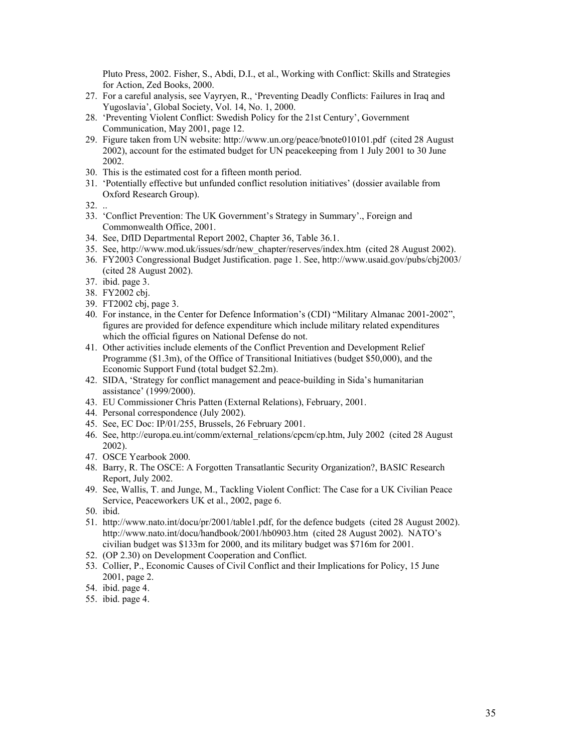Pluto Press, 2002. Fisher, S., Abdi, D.I., et al., Working with Conflict: Skills and Strategies for Action, Zed Books, 2000.

27. For a careful analysis, see Vayryen, R., 'Preventing Deadly Conflicts: Failures in Iraq and Yugoslavia', Global Society, Vol. 14, No. 1, 2000.
28. 'Preventing Violent Conflict: Swedish Policy for the 21st Century', Government Communication, May 2001, page 12.
29. Figure taken from UN website: http://www.un.org/peace/bnote010101.pdf (cited 28 August 2002), account for the estimated budget for UN peacekeeping from 1 July 2001 to 30 June 2002.
30. This is the estimated cost for a fifteen month period.
31. 'Potentially effective but unfunded conflict resolution initiatives' (dossier available from Oxford Research Group).
32. ..
33. 'Conflict Prevention: The UK Government's Strategy in Summary'., Foreign and Commonwealth Office, 2001.
34. See, DfID Departmental Report 2002, Chapter 36, Table 36.1.
35. See, http://www.mod.uk/issues/sdr/new_chapter/reserves/index.htm (cited 28 August 2002).
36. FY2003 Congressional Budget Justification. page 1. See, http://www.usaid.gov/pubs/cbj2003/ (cited 28 August 2002).
37. ibid. page 3.
38. FY2002 cbj.
39. FT2002 cbj, page 3.
40. For instance, in the Center for Defence Information's (CDI) "Military Almanac 2001-2002", figures are provided for defence expenditure which include military related expenditures which the official figures on National Defense do not.
41. Other activities include elements of the Conflict Prevention and Development Relief Programme ($1.3m), of the Office of Transitional Initiatives (budget $50,000), and the Economic Support Fund (total budget $2.2m).
42. SIDA, 'Strategy for conflict management and peace-building in Sida's humanitarian assistance' (1999/2000).
43. EU Commissioner Chris Patten (External Relations), February, 2001.
44. Personal correspondence (July 2002).
45. See, EC Doc: IP/01/255, Brussels, 26 February 2001.
46. See, http://europa.eu.int/comm/external_relations/cpcm/cp.htm, July 2002 (cited 28 August 2002).
47. OSCE Yearbook 2000.
48. Barry, R. The OSCE: A Forgotten Transatlantic Security Organization?, BASIC Research Report, July 2002.
49. See, Wallis, T. and Junge, M., Tackling Violent Conflict: The Case for a UK Civilian Peace Service, Peaceworkers UK et al., 2002, page 6.
50. ibid.
51. http://www.nato.int/docu/pr/2001/table1.pdf, for the defence budgets (cited 28 August 2002). http://www.nato.int/docu/handbook/2001/hb0903.htm (cited 28 August 2002). NATO's civilian budget was $133m for 2000, and its military budget was $716m for 2001.
52. (OP 2.30) on Development Cooperation and Conflict.
53. Collier, P., Economic Causes of Civil Conflict and their Implications for Policy, 15 June 2001, page 2.
54. ibid. page 4.
55. ibid. page 4.